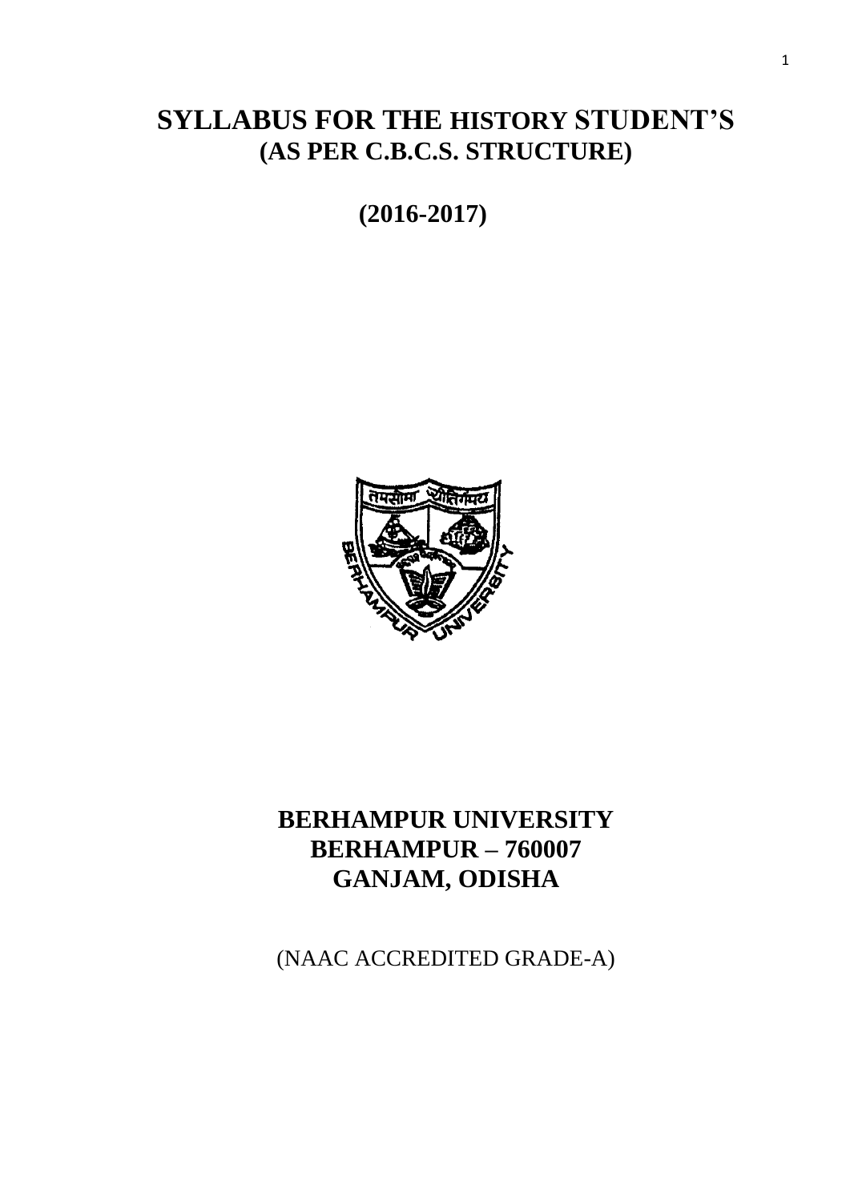# SYLLABUS FOR THE HISTORY STUDENT'S
## (AS PER C.B.C.S. STRUCTURE)

## (2016-2017)

## BERHAMPUR UNIVERSITY
## BERHAMPUR – 760007
## GANJAM, ODISHA

(NAAC ACCREDITED GRADE-A)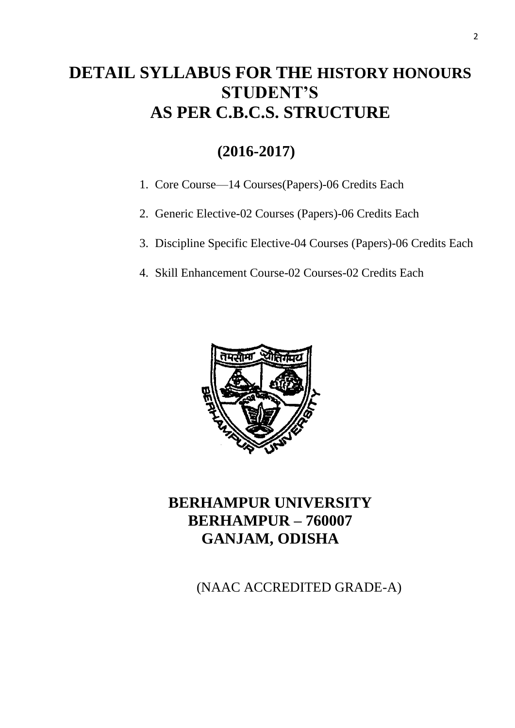# DETAIL SYLLABUS FOR THE HISTORY HONOURS STUDENT'S AS PER C.B.C.S. STRUCTURE

## (2016-2017)

1. Core Course—14 Courses(Papers)-06 Credits Each
2. Generic Elective-02 Courses (Papers)-06 Credits Each
3. Discipline Specific Elective-04 Courses (Papers)-06 Credits Each
4. Skill Enhancement Course-02 Courses-02 Credits Each

## BERHAMPUR UNIVERSITY
## BERHAMPUR – 760007
## GANJAM, ODISHA

(NAAC ACCREDITED GRADE-A)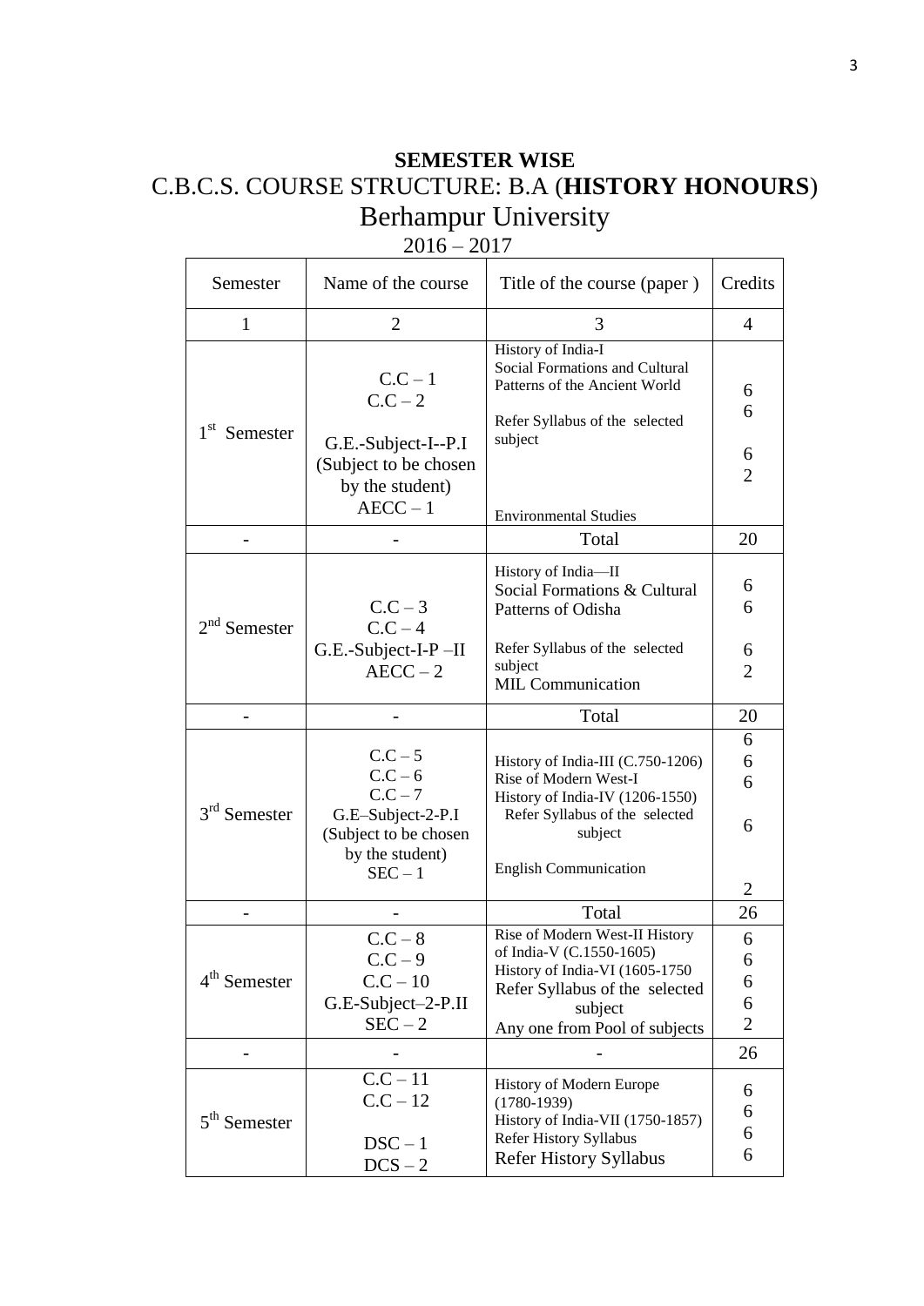**SEMESTER WISE**

# C.B.C.S. COURSE STRUCTURE: B.A (**HISTORY HONOURS**)

## Berhampur University

2016 – 2017

| Semester | Name of the course | Title of the course (paper ) | Credits |
|---|---|---|---|
| 1 | 2 | 3 | 4 |
| 1st Semester | C.C – 1<br>C.C – 2<br>G.E.-Subject-I--P.I (Subject to be chosen by the student)<br>AECC – 1 | History of India-I<br>Social Formations and Cultural Patterns of the Ancient World<br>Refer Syllabus of the selected subject<br>Environmental Studies | 6<br>6<br>6<br>2 |
| - | - | Total | 20 |
| 2nd Semester | C.C – 3<br>C.C – 4<br>G.E.-Subject-I-P –II<br>AECC – 2 | History of India—II<br>Social Formations & Cultural Patterns of Odisha<br>Refer Syllabus of the selected subject<br>MIL Communication | 6<br>6<br>6<br>2 |
| - | - | Total | 20 |
| 3rd Semester | C.C – 5<br>C.C – 6<br>C.C – 7<br>G.E–Subject-2-P.I (Subject to be chosen by the student)<br>SEC – 1 | History of India-III (C.750-1206)<br>Rise of Modern West-I<br>History of India-IV (1206-1550)<br>Refer Syllabus of the selected subject<br>English Communication | 6<br>6<br>6<br>6<br>2 |
| - | - | Total | 26 |
| 4th Semester | C.C – 8<br>C.C – 9<br>C.C – 10<br>G.E-Subject–2-P.II<br>SEC – 2 | Rise of Modern West-II History of India-V (C.1550-1605)<br>History of India-VI (1605-1750<br>Refer Syllabus of the selected subject<br>Any one from Pool of subjects | 6<br>6<br>6<br>6<br>2 |
| - | - | - | 26 |
| 5th Semester | C.C – 11<br>C.C – 12<br>DSC – 1<br>DCS – 2 | History of Modern Europe (1780-1939)<br>History of India-VII (1750-1857)<br>Refer History Syllabus<br>Refer History Syllabus | 6<br>6<br>6<br>6 |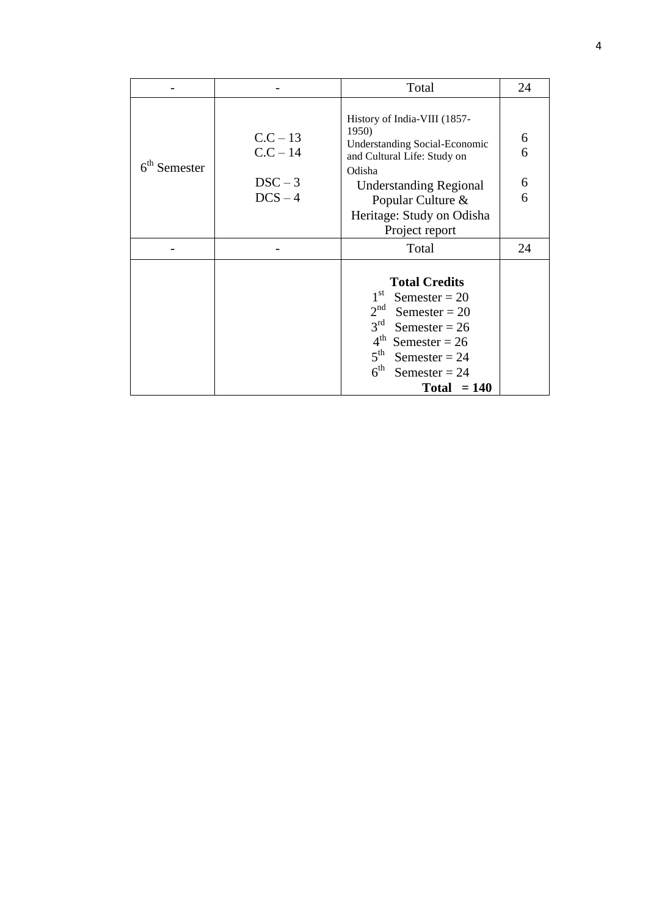| | | | |
|---|---|---|---|
| - | - | Total | 24 |
| 6th Semester | C.C – 13<br>C.C – 14<br><br>DSC – 3<br>DCS – 4 | History of India-VIII (1857-1950)<br>Understanding Social-Economic and Cultural Life: Study on Odisha<br>Understanding Regional Popular Culture & Heritage: Study on Odisha<br>Project report | 6<br>6<br><br>6<br>6 |
| - | - | Total | 24 |
| | | **Total Credits**<br>1st Semester = 20<br>2nd Semester = 20<br>3rd Semester = 26<br>4th Semester = 26<br>5th Semester = 24<br>6th Semester = 24<br>**Total = 140** | |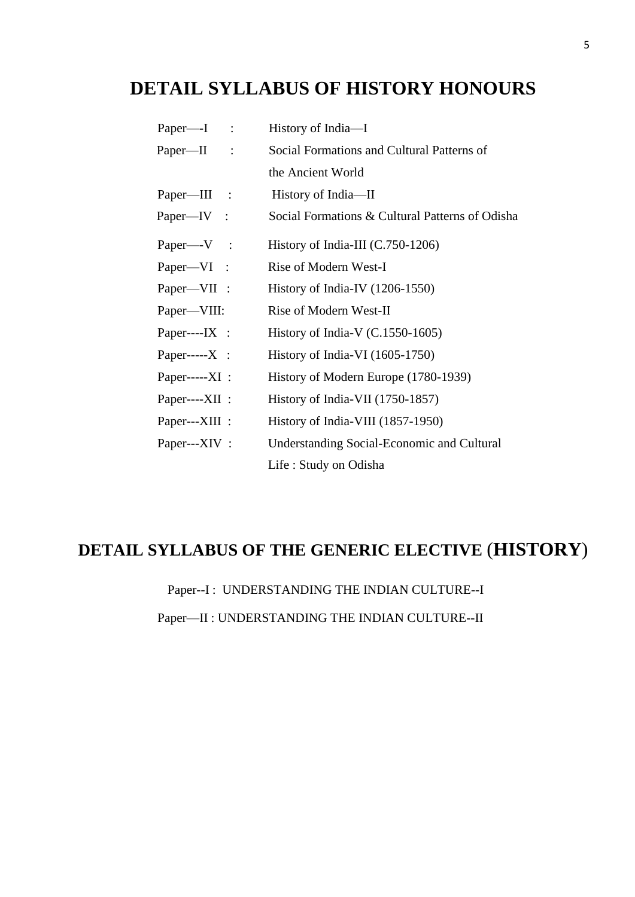# DETAIL SYLLABUS OF HISTORY HONOURS

| | | |
|---|---|---|
| Paper—-I | : | History of India—I |
| Paper—II | : | Social Formations and Cultural Patterns of the Ancient World |
| Paper—III | : | History of India—II |
| Paper—IV | : | Social Formations & Cultural Patterns of Odisha |
| Paper—-V | : | History of India-III (C.750-1206) |
| Paper—VI | : | Rise of Modern West-I |
| Paper—VII | : | History of India-IV (1206-1550) |
| Paper—VIII | : | Rise of Modern West-II |
| Paper----IX | : | History of India-V (C.1550-1605) |
| Paper-----X | : | History of India-VI (1605-1750) |
| Paper-----XI | : | History of Modern Europe (1780-1939) |
| Paper----XII | : | History of India-VII (1750-1857) |
| Paper---XIII | : | History of India-VIII (1857-1950) |
| Paper---XIV | : | Understanding Social-Economic and Cultural Life : Study on Odisha |

# DETAIL SYLLABUS OF THE GENERIC ELECTIVE (HISTORY)

Paper--I : UNDERSTANDING THE INDIAN CULTURE--I

Paper—II : UNDERSTANDING THE INDIAN CULTURE--II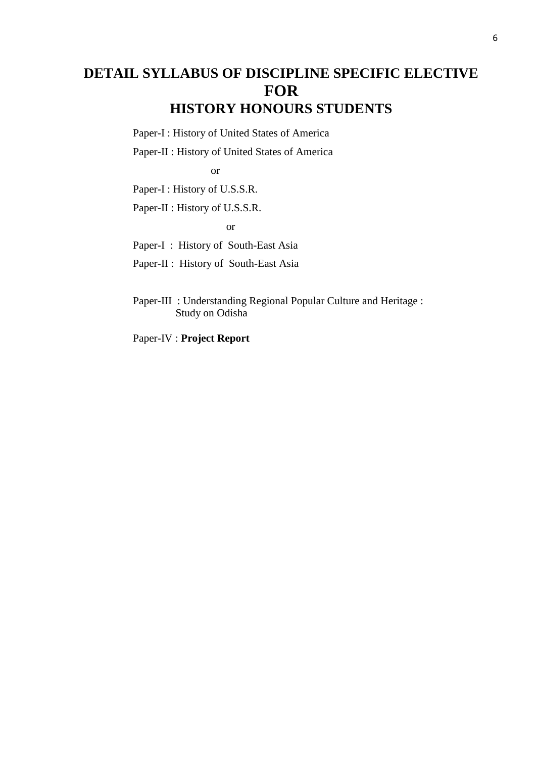# DETAIL SYLLABUS OF DISCIPLINE SPECIFIC ELECTIVE FOR HISTORY HONOURS STUDENTS

Paper-I : History of United States of America

Paper-II : History of United States of America

or

Paper-I : History of U.S.S.R.

Paper-II : History of U.S.S.R.

or

Paper-I : History of South-East Asia

Paper-II : History of South-East Asia

Paper-III : Understanding Regional Popular Culture and Heritage : Study on Odisha

Paper-IV : **Project Report**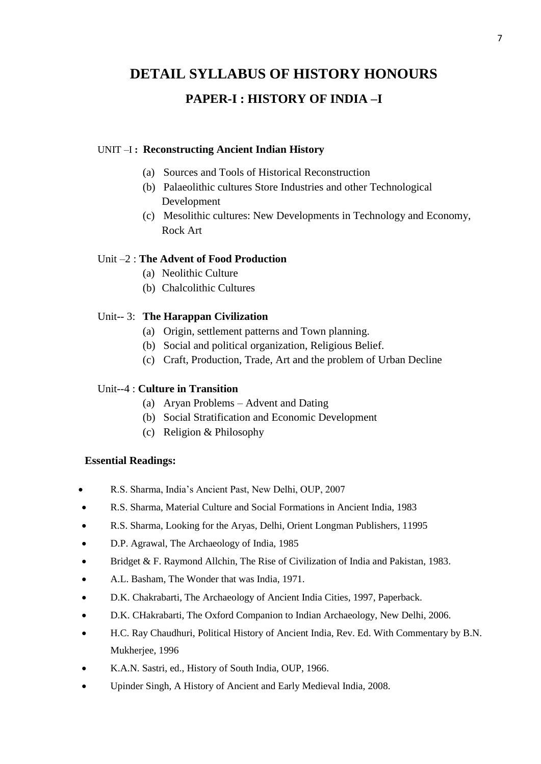# DETAIL SYLLABUS OF HISTORY HONOURS

## PAPER-I : HISTORY OF INDIA –I

UNIT –I **: Reconstructing Ancient Indian History**

- (a) Sources and Tools of Historical Reconstruction
- (b) Palaeolithic cultures Store Industries and other Technological Development
- (c) Mesolithic cultures: New Developments in Technology and Economy, Rock Art

Unit –2 : **The Advent of Food Production**

- (a) Neolithic Culture
- (b) Chalcolithic Cultures

Unit-- 3: **The Harappan Civilization**

- (a) Origin, settlement patterns and Town planning.
- (b) Social and political organization, Religious Belief.
- (c) Craft, Production, Trade, Art and the problem of Urban Decline

Unit--4 : **Culture in Transition**

- (a) Aryan Problems – Advent and Dating
- (b) Social Stratification and Economic Development
- (c) Religion & Philosophy

**Essential Readings:**

- R.S. Sharma, India's Ancient Past, New Delhi, OUP, 2007
- R.S. Sharma, Material Culture and Social Formations in Ancient India, 1983
- R.S. Sharma, Looking for the Aryas, Delhi, Orient Longman Publishers, 11995
- D.P. Agrawal, The Archaeology of India, 1985
- Bridget & F. Raymond Allchin, The Rise of Civilization of India and Pakistan, 1983.
- A.L. Basham, The Wonder that was India, 1971.
- D.K. Chakrabarti, The Archaeology of Ancient India Cities, 1997, Paperback.
- D.K. CHakrabarti, The Oxford Companion to Indian Archaeology, New Delhi, 2006.
- H.C. Ray Chaudhuri, Political History of Ancient India, Rev. Ed. With Commentary by B.N. Mukherjee, 1996
- K.A.N. Sastri, ed., History of South India, OUP, 1966.
- Upinder Singh, A History of Ancient and Early Medieval India, 2008.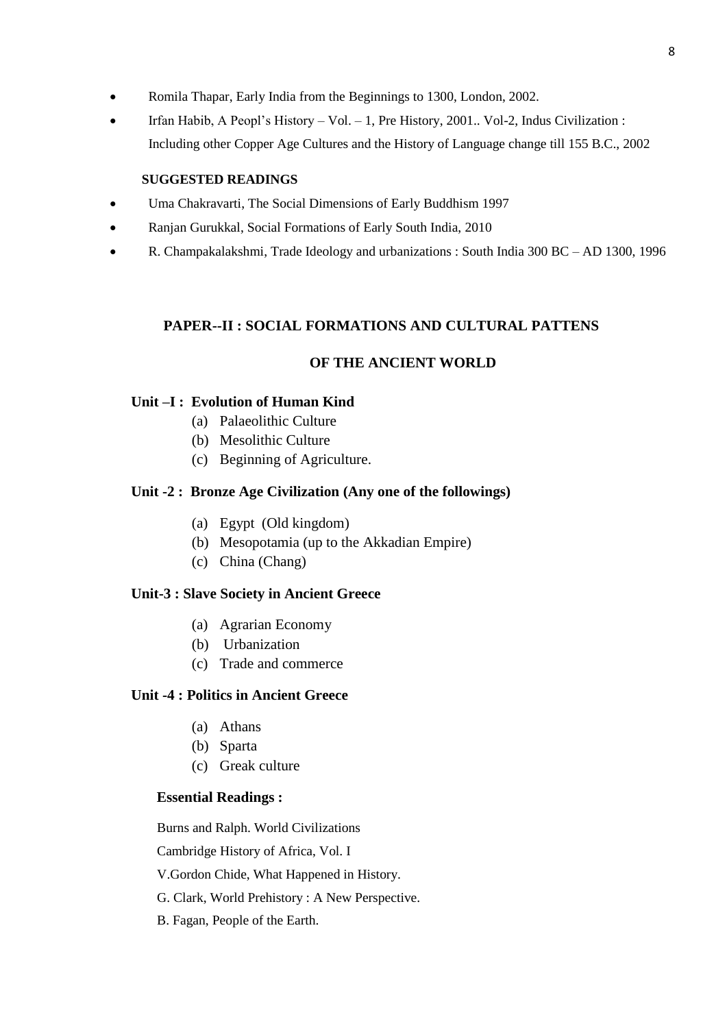- Romila Thapar, Early India from the Beginnings to 1300, London, 2002.
- Irfan Habib, A Peopl's History – Vol. – 1, Pre History, 2001.. Vol-2, Indus Civilization : Including other Copper Age Cultures and the History of Language change till 155 B.C., 2002

**SUGGESTED READINGS**

- Uma Chakravarti, The Social Dimensions of Early Buddhism 1997
- Ranjan Gurukkal, Social Formations of Early South India, 2010
- R. Champakalakshmi, Trade Ideology and urbanizations : South India 300 BC – AD 1300, 1996

## PAPER--II : SOCIAL FORMATIONS AND CULTURAL PATTENS OF THE ANCIENT WORLD

### Unit –I : Evolution of Human Kind

(a) Palaeolithic Culture
(b) Mesolithic Culture
(c) Beginning of Agriculture.

### Unit -2 : Bronze Age Civilization (Any one of the followings)

(a) Egypt (Old kingdom)
(b) Mesopotamia (up to the Akkadian Empire)
(c) China (Chang)

### Unit-3 : Slave Society in Ancient Greece

(a) Agrarian Economy
(b) Urbanization
(c) Trade and commerce

### Unit -4 : Politics in Ancient Greece

(a) Athans
(b) Sparta
(c) Greak culture

**Essential Readings :**

Burns and Ralph. World Civilizations

Cambridge History of Africa, Vol. I

V.Gordon Chide, What Happened in History.

G. Clark, World Prehistory : A New Perspective.

B. Fagan, People of the Earth.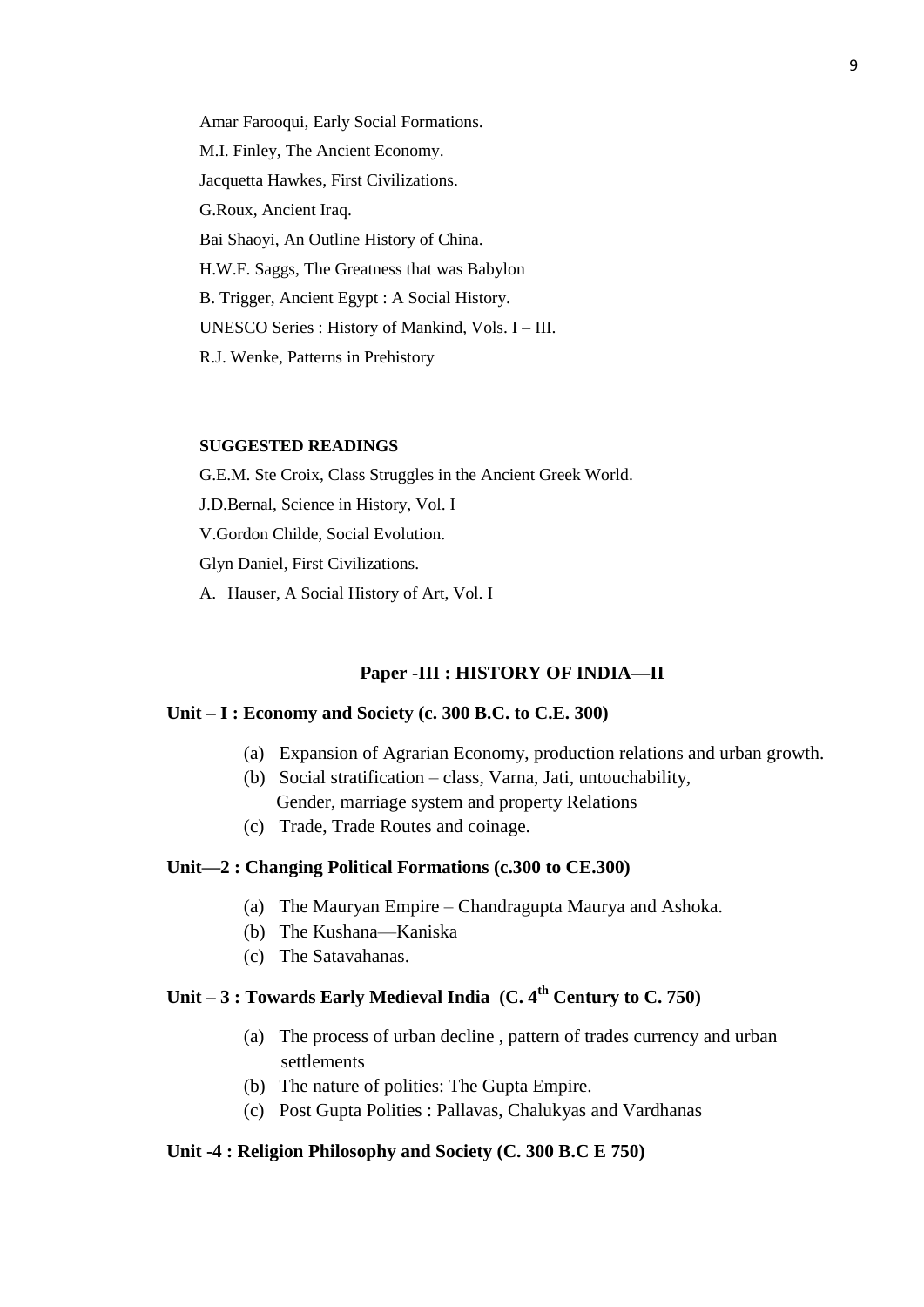Amar Farooqui, Early Social Formations.

M.I. Finley, The Ancient Economy.

Jacquetta Hawkes, First Civilizations.

G.Roux, Ancient Iraq.

Bai Shaoyi, An Outline History of China.

H.W.F. Saggs, The Greatness that was Babylon

B. Trigger, Ancient Egypt : A Social History.

UNESCO Series : History of Mankind, Vols. I – III.

R.J. Wenke, Patterns in Prehistory

**SUGGESTED READINGS**

G.E.M. Ste Croix, Class Struggles in the Ancient Greek World.

J.D.Bernal, Science in History, Vol. I

V.Gordon Childe, Social Evolution.

Glyn Daniel, First Civilizations.

A. Hauser, A Social History of Art, Vol. I

## Paper -III : HISTORY OF INDIA—II

### Unit – I : Economy and Society (c. 300 B.C. to C.E. 300)

(a) Expansion of Agrarian Economy, production relations and urban growth.

(b) Social stratification – class, Varna, Jati, untouchability, Gender, marriage system and property Relations

(c) Trade, Trade Routes and coinage.

### Unit—2 : Changing Political Formations (c.300 to CE.300)

(a) The Mauryan Empire – Chandragupta Maurya and Ashoka.

(b) The Kushana—Kaniska

(c) The Satavahanas.

### Unit – 3 : Towards Early Medieval India (C. 4th Century to C. 750)

(a) The process of urban decline , pattern of trades currency and urban settlements

(b) The nature of polities: The Gupta Empire.

(c) Post Gupta Polities : Pallavas, Chalukyas and Vardhanas

### Unit -4 : Religion Philosophy and Society (C. 300 B.C E 750)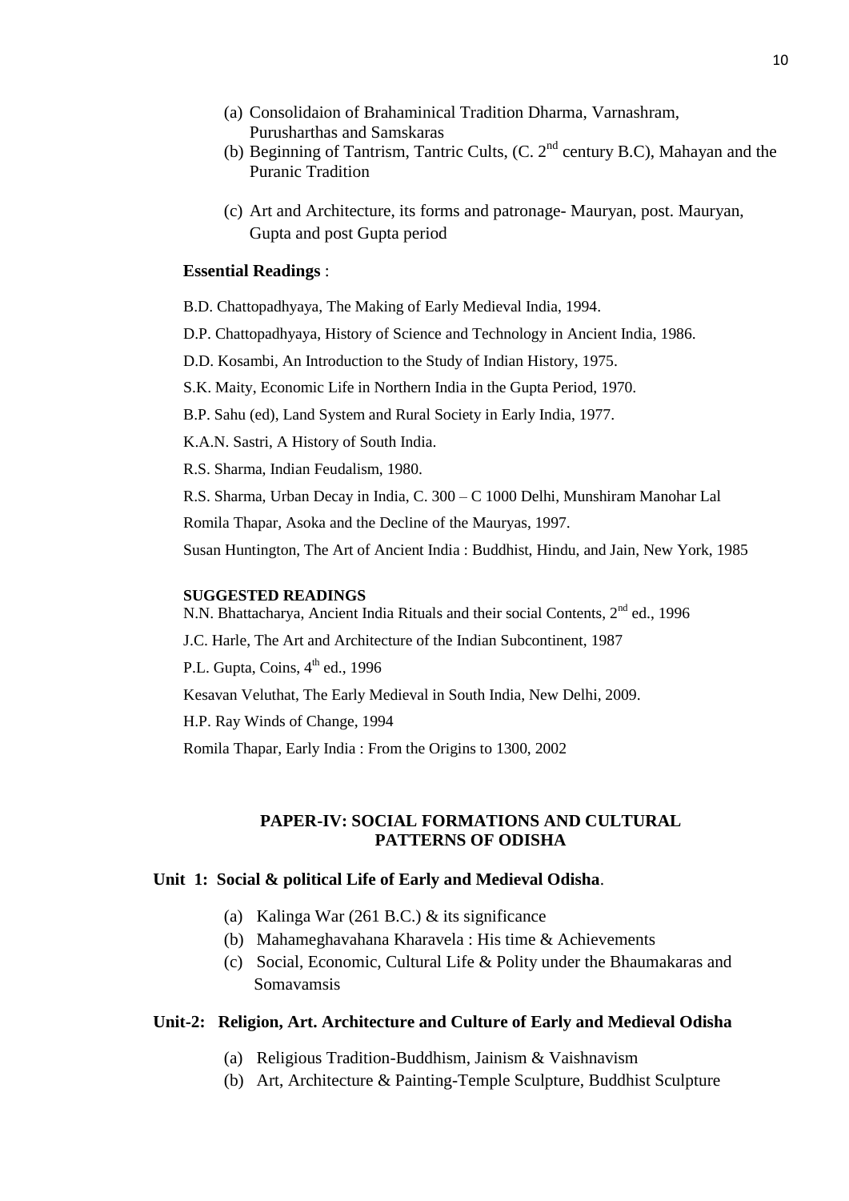(a) Consolidaion of Brahaminical Tradition Dharma, Varnashram, Purusharthas and Samskaras
(b) Beginning of Tantrism, Tantric Cults, (C. 2nd century B.C), Mahayan and the Puranic Tradition
(c) Art and Architecture, its forms and patronage- Mauryan, post. Mauryan, Gupta and post Gupta period

**Essential Readings** :

B.D. Chattopadhyaya, The Making of Early Medieval India, 1994.

D.P. Chattopadhyaya, History of Science and Technology in Ancient India, 1986.

D.D. Kosambi, An Introduction to the Study of Indian History, 1975.

S.K. Maity, Economic Life in Northern India in the Gupta Period, 1970.

B.P. Sahu (ed), Land System and Rural Society in Early India, 1977.

K.A.N. Sastri, A History of South India.

R.S. Sharma, Indian Feudalism, 1980.

R.S. Sharma, Urban Decay in India, C. 300 – C 1000 Delhi, Munshiram Manohar Lal

Romila Thapar, Asoka and the Decline of the Mauryas, 1997.

Susan Huntington, The Art of Ancient India : Buddhist, Hindu, and Jain, New York, 1985

**SUGGESTED READINGS**

N.N. Bhattacharya, Ancient India Rituals and their social Contents, 2nd ed., 1996

J.C. Harle, The Art and Architecture of the Indian Subcontinent, 1987

P.L. Gupta, Coins, 4th ed., 1996

Kesavan Veluthat, The Early Medieval in South India, New Delhi, 2009.

H.P. Ray Winds of Change, 1994

Romila Thapar, Early India : From the Origins to 1300, 2002

## PAPER-IV: SOCIAL FORMATIONS AND CULTURAL PATTERNS OF ODISHA

### Unit 1: Social & political Life of Early and Medieval Odisha.

(a) Kalinga War (261 B.C.) & its significance
(b) Mahameghavahana Kharavela : His time & Achievements
(c) Social, Economic, Cultural Life & Polity under the Bhaumakaras and Somavamsis

### Unit-2: Religion, Art. Architecture and Culture of Early and Medieval Odisha

(a) Religious Tradition-Buddhism, Jainism & Vaishnavism
(b) Art, Architecture & Painting-Temple Sculpture, Buddhist Sculpture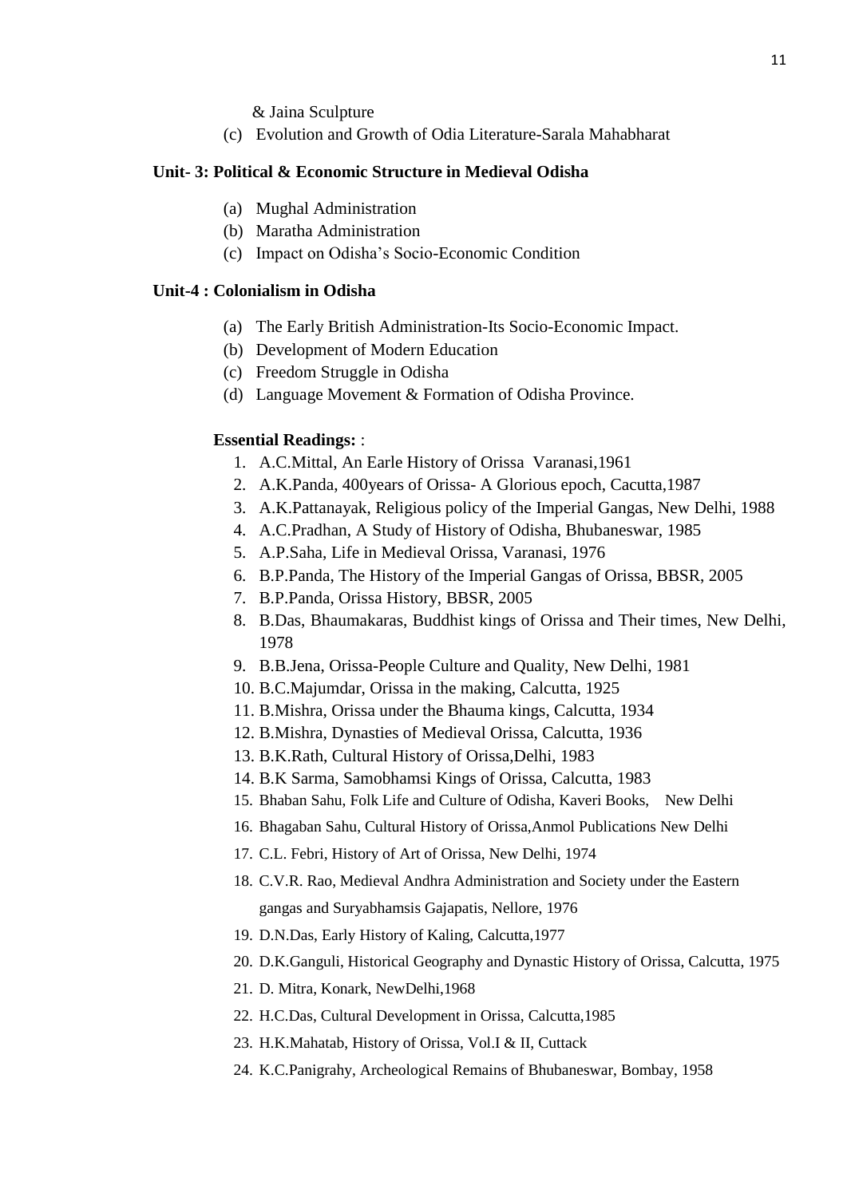& Jaina Sculpture

(c) Evolution and Growth of Odia Literature-Sarala Mahabharat

**Unit- 3: Political & Economic Structure in Medieval Odisha**

(a) Mughal Administration
(b) Maratha Administration
(c) Impact on Odisha's Socio-Economic Condition

**Unit-4 : Colonialism in Odisha**

(a) The Early British Administration-Its Socio-Economic Impact.
(b) Development of Modern Education
(c) Freedom Struggle in Odisha
(d) Language Movement & Formation of Odisha Province.

**Essential Readings:** :

1. A.C.Mittal, An Earle History of Orissa Varanasi,1961
2. A.K.Panda, 400years of Orissa- A Glorious epoch, Cacutta,1987
3. A.K.Pattanayak, Religious policy of the Imperial Gangas, New Delhi, 1988
4. A.C.Pradhan, A Study of History of Odisha, Bhubaneswar, 1985
5. A.P.Saha, Life in Medieval Orissa, Varanasi, 1976
6. B.P.Panda, The History of the Imperial Gangas of Orissa, BBSR, 2005
7. B.P.Panda, Orissa History, BBSR, 2005
8. B.Das, Bhaumakaras, Buddhist kings of Orissa and Their times, New Delhi, 1978
9. B.B.Jena, Orissa-People Culture and Quality, New Delhi, 1981
10. B.C.Majumdar, Orissa in the making, Calcutta, 1925
11. B.Mishra, Orissa under the Bhauma kings, Calcutta, 1934
12. B.Mishra, Dynasties of Medieval Orissa, Calcutta, 1936
13. B.K.Rath, Cultural History of Orissa,Delhi, 1983
14. B.K Sarma, Samobhamsi Kings of Orissa, Calcutta, 1983
15. Bhaban Sahu, Folk Life and Culture of Odisha, Kaveri Books, New Delhi
16. Bhagaban Sahu, Cultural History of Orissa,Anmol Publications New Delhi
17. C.L. Febri, History of Art of Orissa, New Delhi, 1974
18. C.V.R. Rao, Medieval Andhra Administration and Society under the Eastern gangas and Suryabhamsis Gajapatis, Nellore, 1976
19. D.N.Das, Early History of Kaling, Calcutta,1977
20. D.K.Ganguli, Historical Geography and Dynastic History of Orissa, Calcutta, 1975
21. D. Mitra, Konark, NewDelhi,1968
22. H.C.Das, Cultural Development in Orissa, Calcutta,1985
23. H.K.Mahatab, History of Orissa, Vol.I & II, Cuttack
24. K.C.Panigrahy, Archeological Remains of Bhubaneswar, Bombay, 1958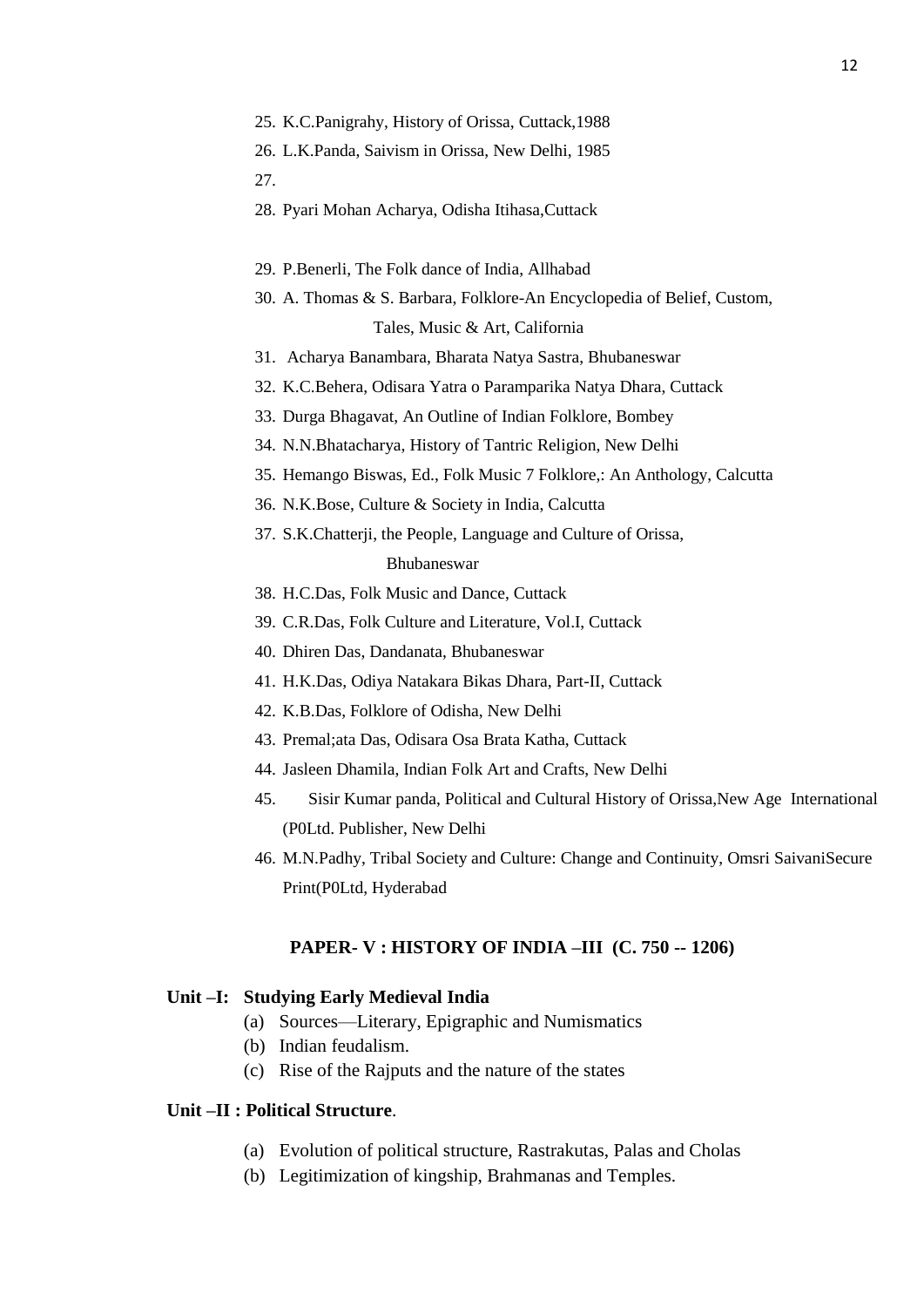25. K.C.Panigrahy, History of Orissa, Cuttack,1988
26. L.K.Panda, Saivism in Orissa, New Delhi, 1985
27. 
28. Pyari Mohan Acharya, Odisha Itihasa,Cuttack

29. P.Benerli, The Folk dance of India, Allhabad
30. A. Thomas & S. Barbara, Folklore-An Encyclopedia of Belief, Custom, Tales, Music & Art, California
31. Acharya Banambara, Bharata Natya Sastra, Bhubaneswar
32. K.C.Behera, Odisara Yatra o Paramparika Natya Dhara, Cuttack
33. Durga Bhagavat, An Outline of Indian Folklore, Bombey
34. N.N.Bhatacharya, History of Tantric Religion, New Delhi
35. Hemango Biswas, Ed., Folk Music 7 Folklore,: An Anthology, Calcutta
36. N.K.Bose, Culture & Society in India, Calcutta
37. S.K.Chatterji, the People, Language and Culture of Orissa, Bhubaneswar
38. H.C.Das, Folk Music and Dance, Cuttack
39. C.R.Das, Folk Culture and Literature, Vol.I, Cuttack
40. Dhiren Das, Dandanata, Bhubaneswar
41. H.K.Das, Odiya Natakara Bikas Dhara, Part-II, Cuttack
42. K.B.Das, Folklore of Odisha, New Delhi
43. Premal;ata Das, Odisara Osa Brata Katha, Cuttack
44. Jasleen Dhamila, Indian Folk Art and Crafts, New Delhi
45. Sisir Kumar panda, Political and Cultural History of Orissa,New Age International (P0Ltd. Publisher, New Delhi
46. M.N.Padhy, Tribal Society and Culture: Change and Continuity, Omsri SaivaniSecure Print(P0Ltd, Hyderabad

## PAPER- V : HISTORY OF INDIA –III (C. 750 -- 1206)

**Unit –I: Studying Early Medieval India**

(a) Sources—Literary, Epigraphic and Numismatics
(b) Indian feudalism.
(c) Rise of the Rajputs and the nature of the states

**Unit –II : Political Structure**.

(a) Evolution of political structure, Rastrakutas, Palas and Cholas
(b) Legitimization of kingship, Brahmanas and Temples.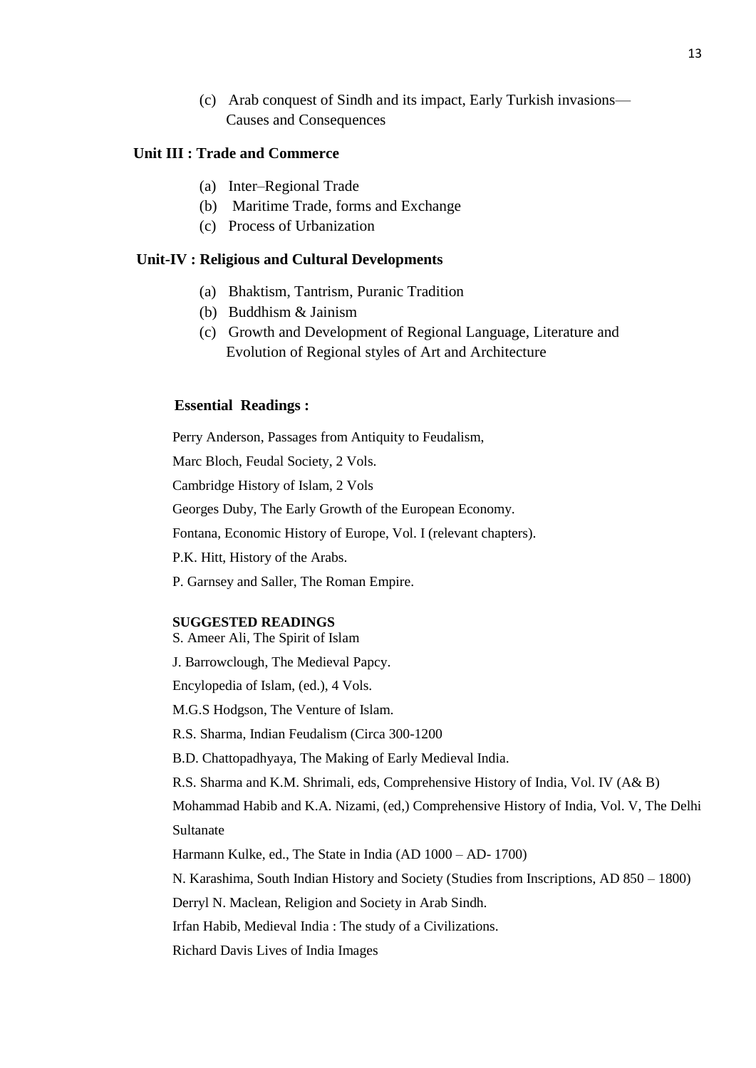(c) Arab conquest of Sindh and its impact, Early Turkish invasions— Causes and Consequences

## Unit III : Trade and Commerce

(a) Inter–Regional Trade
(b) Maritime Trade, forms and Exchange
(c) Process of Urbanization

## Unit-IV : Religious and Cultural Developments

(a) Bhaktism, Tantrism, Puranic Tradition
(b) Buddhism & Jainism
(c) Growth and Development of Regional Language, Literature and Evolution of Regional styles of Art and Architecture

### Essential Readings :

Perry Anderson, Passages from Antiquity to Feudalism,

Marc Bloch, Feudal Society, 2 Vols.

Cambridge History of Islam, 2 Vols

Georges Duby, The Early Growth of the European Economy.

Fontana, Economic History of Europe, Vol. I (relevant chapters).

P.K. Hitt, History of the Arabs.

P. Garnsey and Saller, The Roman Empire.

### SUGGESTED READINGS

S. Ameer Ali, The Spirit of Islam

J. Barrowclough, The Medieval Papcy.

Encylopedia of Islam, (ed.), 4 Vols.

M.G.S Hodgson, The Venture of Islam.

R.S. Sharma, Indian Feudalism (Circa 300-1200

B.D. Chattopadhyaya, The Making of Early Medieval India.

R.S. Sharma and K.M. Shrimali, eds, Comprehensive History of India, Vol. IV (A& B)

Mohammad Habib and K.A. Nizami, (ed,) Comprehensive History of India, Vol. V, The Delhi Sultanate

Harmann Kulke, ed., The State in India (AD 1000 – AD- 1700)

N. Karashima, South Indian History and Society (Studies from Inscriptions, AD 850 – 1800)

Derryl N. Maclean, Religion and Society in Arab Sindh.

Irfan Habib, Medieval India : The study of a Civilizations.

Richard Davis Lives of India Images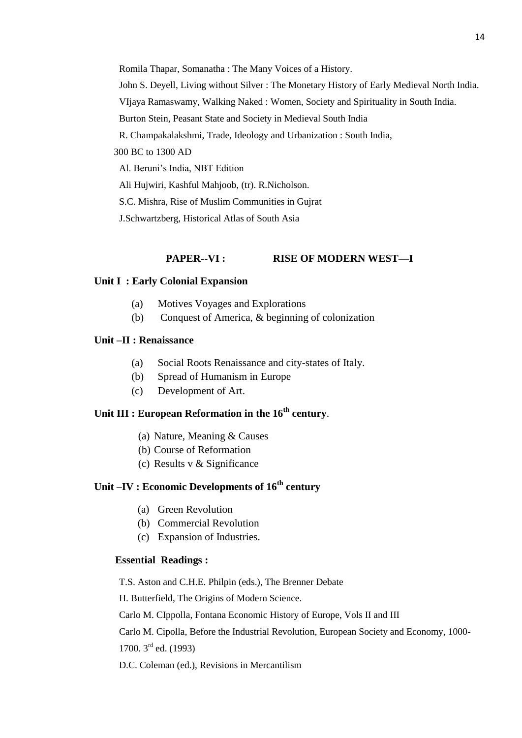Romila Thapar, Somanatha : The Many Voices of a History.

John S. Deyell, Living without Silver : The Monetary History of Early Medieval North India.

VIjaya Ramaswamy, Walking Naked : Women, Society and Spirituality in South India.

Burton Stein, Peasant State and Society in Medieval South India

R. Champakalakshmi, Trade, Ideology and Urbanization : South India, 300 BC to 1300 AD

Al. Beruni's India, NBT Edition

Ali Hujwiri, Kashful Mahjoob, (tr). R.Nicholson.

S.C. Mishra, Rise of Muslim Communities in Gujrat

J.Schwartzberg, Historical Atlas of South Asia

## PAPER--VI : RISE OF MODERN WEST—I

### Unit I : Early Colonial Expansion

(a) Motives Voyages and Explorations

(b) Conquest of America, & beginning of colonization

### Unit –II : Renaissance

(a) Social Roots Renaissance and city-states of Italy.

(b) Spread of Humanism in Europe

(c) Development of Art.

### Unit III : European Reformation in the 16th century.

(a) Nature, Meaning & Causes

(b) Course of Reformation

(c) Results v & Significance

### Unit –IV : Economic Developments of 16th century

(a) Green Revolution

(b) Commercial Revolution

(c) Expansion of Industries.

**Essential Readings :**

T.S. Aston and C.H.E. Philpin (eds.), The Brenner Debate

H. Butterfield, The Origins of Modern Science.

Carlo M. CIppolla, Fontana Economic History of Europe, Vols II and III

Carlo M. Cipolla, Before the Industrial Revolution, European Society and Economy, 1000-1700. 3rd ed. (1993)

D.C. Coleman (ed.), Revisions in Mercantilism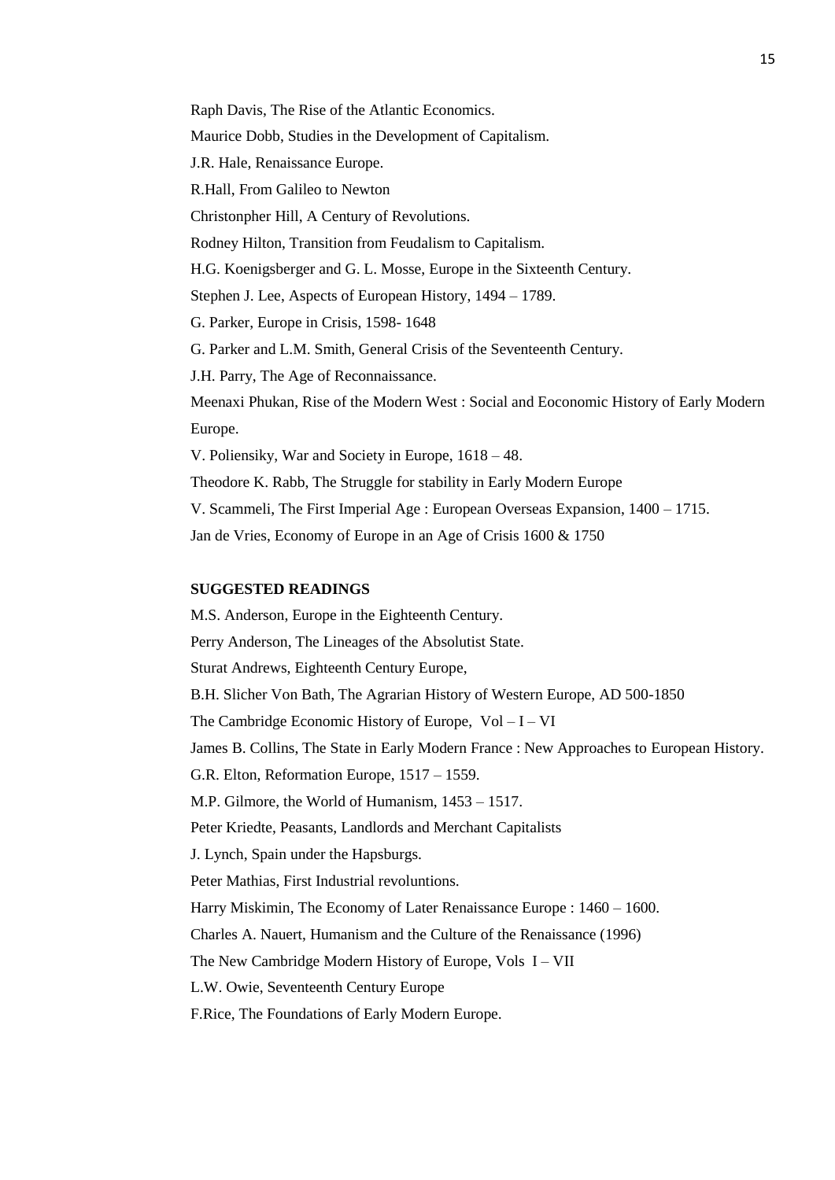Raph Davis, The Rise of the Atlantic Economics.

Maurice Dobb, Studies in the Development of Capitalism.

J.R. Hale, Renaissance Europe.

R.Hall, From Galileo to Newton

Christonpher Hill, A Century of Revolutions.

Rodney Hilton, Transition from Feudalism to Capitalism.

H.G. Koenigsberger and G. L. Mosse, Europe in the Sixteenth Century.

Stephen J. Lee, Aspects of European History, 1494 – 1789.

G. Parker, Europe in Crisis, 1598- 1648

G. Parker and L.M. Smith, General Crisis of the Seventeenth Century.

J.H. Parry, The Age of Reconnaissance.

Meenaxi Phukan, Rise of the Modern West : Social and Eoconomic History of Early Modern Europe.

V. Poliensiky, War and Society in Europe, 1618 – 48.

Theodore K. Rabb, The Struggle for stability in Early Modern Europe

V. Scammeli, The First Imperial Age : European Overseas Expansion, 1400 – 1715.

Jan de Vries, Economy of Europe in an Age of Crisis 1600 & 1750

**SUGGESTED READINGS**

M.S. Anderson, Europe in the Eighteenth Century.

Perry Anderson, The Lineages of the Absolutist State.

Sturat Andrews, Eighteenth Century Europe,

B.H. Slicher Von Bath, The Agrarian History of Western Europe, AD 500-1850

The Cambridge Economic History of Europe, Vol – I – VI

James B. Collins, The State in Early Modern France : New Approaches to European History.

G.R. Elton, Reformation Europe, 1517 – 1559.

M.P. Gilmore, the World of Humanism, 1453 – 1517.

Peter Kriedte, Peasants, Landlords and Merchant Capitalists

J. Lynch, Spain under the Hapsburgs.

Peter Mathias, First Industrial revoluntions.

Harry Miskimin, The Economy of Later Renaissance Europe : 1460 – 1600.

Charles A. Nauert, Humanism and the Culture of the Renaissance (1996)

The New Cambridge Modern History of Europe, Vols I – VII

L.W. Owie, Seventeenth Century Europe

F.Rice, The Foundations of Early Modern Europe.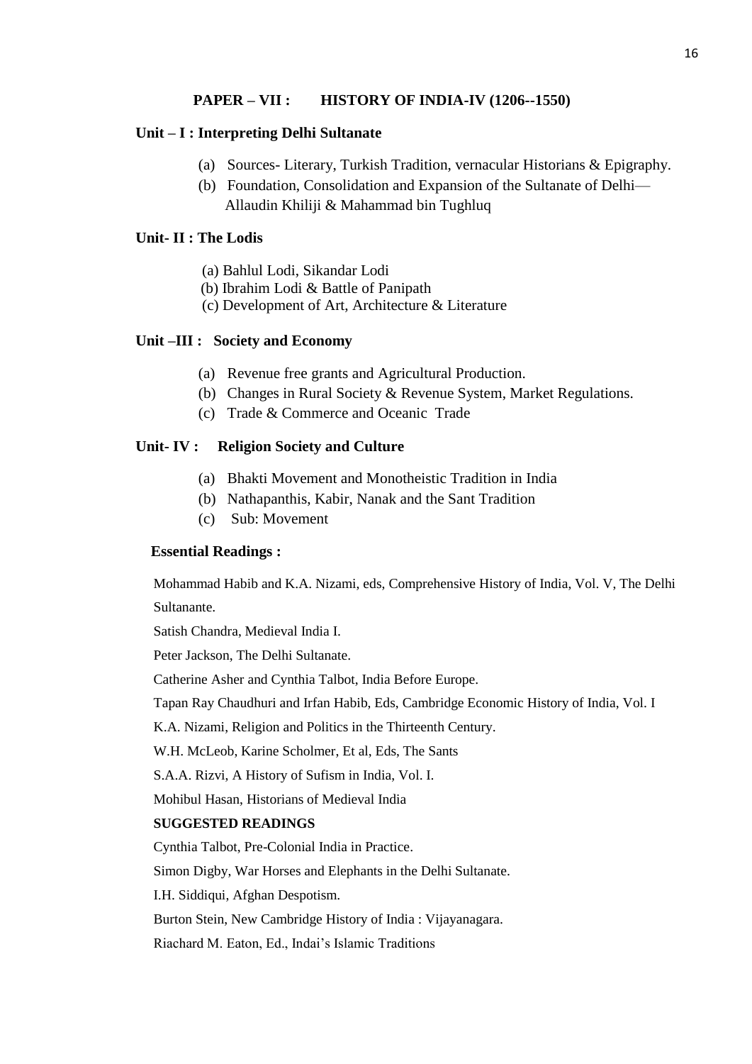## PAPER – VII : HISTORY OF INDIA-IV (1206--1550)

### Unit – I : Interpreting Delhi Sultanate

(a) Sources- Literary, Turkish Tradition, vernacular Historians & Epigraphy.

(b) Foundation, Consolidation and Expansion of the Sultanate of Delhi— Allaudin Khiliji & Mahammad bin Tughluq

### Unit- II : The Lodis

(a) Bahlul Lodi, Sikandar Lodi

(b) Ibrahim Lodi & Battle of Panipath

(c) Development of Art, Architecture & Literature

### Unit –III : Society and Economy

(a) Revenue free grants and Agricultural Production.

(b) Changes in Rural Society & Revenue System, Market Regulations.

(c) Trade & Commerce and Oceanic Trade

### Unit- IV : Religion Society and Culture

(a) Bhakti Movement and Monotheistic Tradition in India

(b) Nathapanthis, Kabir, Nanak and the Sant Tradition

(c) Sub: Movement

### Essential Readings :

Mohammad Habib and K.A. Nizami, eds, Comprehensive History of India, Vol. V, The Delhi Sultanante.

Satish Chandra, Medieval India I.

Peter Jackson, The Delhi Sultanate.

Catherine Asher and Cynthia Talbot, India Before Europe.

Tapan Ray Chaudhuri and Irfan Habib, Eds, Cambridge Economic History of India, Vol. I

K.A. Nizami, Religion and Politics in the Thirteenth Century.

W.H. McLeob, Karine Scholmer, Et al, Eds, The Sants

S.A.A. Rizvi, A History of Sufism in India, Vol. I.

Mohibul Hasan, Historians of Medieval India

**SUGGESTED READINGS**

Cynthia Talbot, Pre-Colonial India in Practice.

Simon Digby, War Horses and Elephants in the Delhi Sultanate.

I.H. Siddiqui, Afghan Despotism.

Burton Stein, New Cambridge History of India : Vijayanagara.

Riachard M. Eaton, Ed., Indai's Islamic Traditions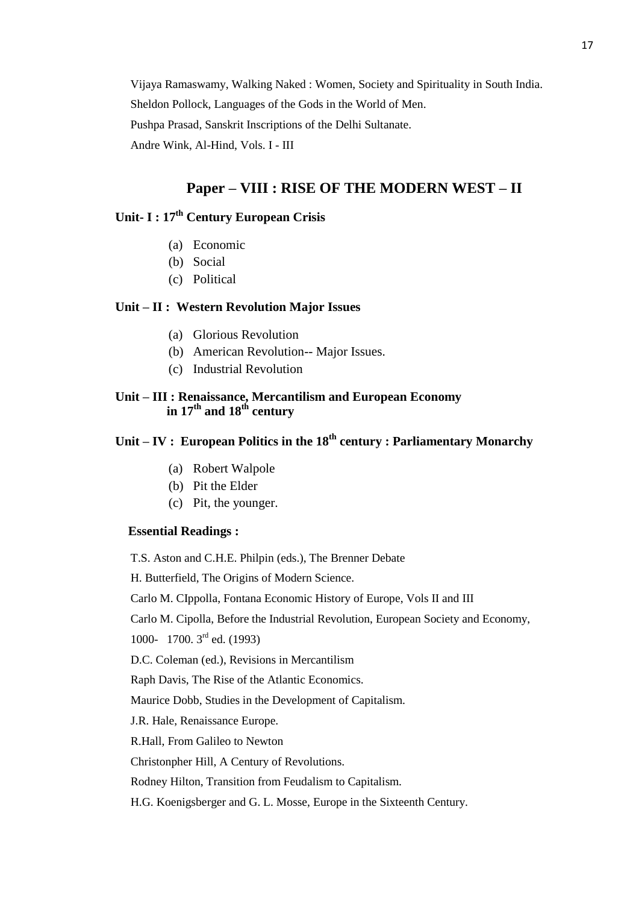Vijaya Ramaswamy, Walking Naked : Women, Society and Spirituality in South India.

Sheldon Pollock, Languages of the Gods in the World of Men.

Pushpa Prasad, Sanskrit Inscriptions of the Delhi Sultanate.

Andre Wink, Al-Hind, Vols. I - III

## Paper – VIII : RISE OF THE MODERN WEST – II

### Unit- I : 17th Century European Crisis

(a) Economic
(b) Social
(c) Political

### Unit – II : Western Revolution Major Issues

(a) Glorious Revolution
(b) American Revolution-- Major Issues.
(c) Industrial Revolution

### Unit – III : Renaissance, Mercantilism and European Economy in 17th and 18th century

### Unit – IV : European Politics in the 18th century : Parliamentary Monarchy

(a) Robert Walpole
(b) Pit the Elder
(c) Pit, the younger.

**Essential Readings :**

T.S. Aston and C.H.E. Philpin (eds.), The Brenner Debate

H. Butterfield, The Origins of Modern Science.

Carlo M. CIppolla, Fontana Economic History of Europe, Vols II and III

Carlo M. Cipolla, Before the Industrial Revolution, European Society and Economy, 1000- 1700. 3rd ed. (1993)

D.C. Coleman (ed.), Revisions in Mercantilism

Raph Davis, The Rise of the Atlantic Economics.

Maurice Dobb, Studies in the Development of Capitalism.

J.R. Hale, Renaissance Europe.

R.Hall, From Galileo to Newton

Christonpher Hill, A Century of Revolutions.

Rodney Hilton, Transition from Feudalism to Capitalism.

H.G. Koenigsberger and G. L. Mosse, Europe in the Sixteenth Century.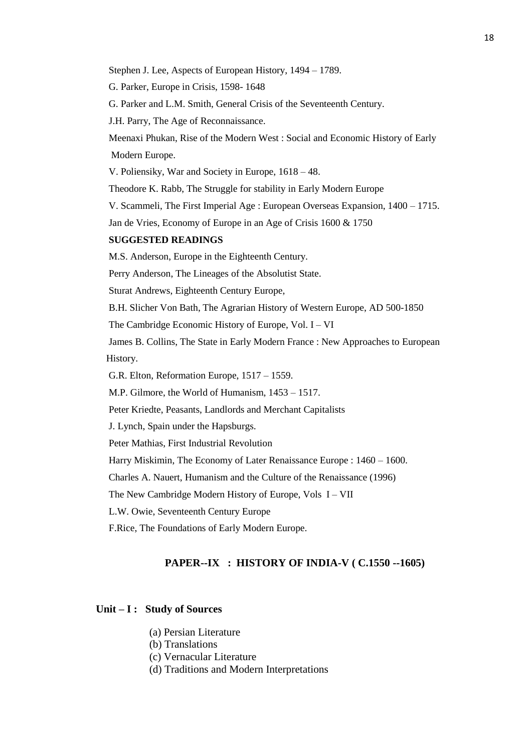Stephen J. Lee, Aspects of European History, 1494 – 1789.

G. Parker, Europe in Crisis, 1598- 1648

G. Parker and L.M. Smith, General Crisis of the Seventeenth Century.

J.H. Parry, The Age of Reconnaissance.

Meenaxi Phukan, Rise of the Modern West : Social and Economic History of Early Modern Europe.

V. Poliensiky, War and Society in Europe, 1618 – 48.

Theodore K. Rabb, The Struggle for stability in Early Modern Europe

V. Scammeli, The First Imperial Age : European Overseas Expansion, 1400 – 1715.

Jan de Vries, Economy of Europe in an Age of Crisis 1600 & 1750

**SUGGESTED READINGS**

M.S. Anderson, Europe in the Eighteenth Century.

Perry Anderson, The Lineages of the Absolutist State.

Sturat Andrews, Eighteenth Century Europe,

B.H. Slicher Von Bath, The Agrarian History of Western Europe, AD 500-1850

The Cambridge Economic History of Europe, Vol. I – VI

James B. Collins, The State in Early Modern France : New Approaches to European History.

G.R. Elton, Reformation Europe, 1517 – 1559.

M.P. Gilmore, the World of Humanism, 1453 – 1517.

Peter Kriedte, Peasants, Landlords and Merchant Capitalists

J. Lynch, Spain under the Hapsburgs.

Peter Mathias, First Industrial Revolution

Harry Miskimin, The Economy of Later Renaissance Europe : 1460 – 1600.

Charles A. Nauert, Humanism and the Culture of the Renaissance (1996)

The New Cambridge Modern History of Europe, Vols I – VII

L.W. Owie, Seventeenth Century Europe

F.Rice, The Foundations of Early Modern Europe.

## PAPER--IX : HISTORY OF INDIA-V ( C.1550 --1605)

### Unit – I : Study of Sources

(a) Persian Literature
(b) Translations
(c) Vernacular Literature
(d) Traditions and Modern Interpretations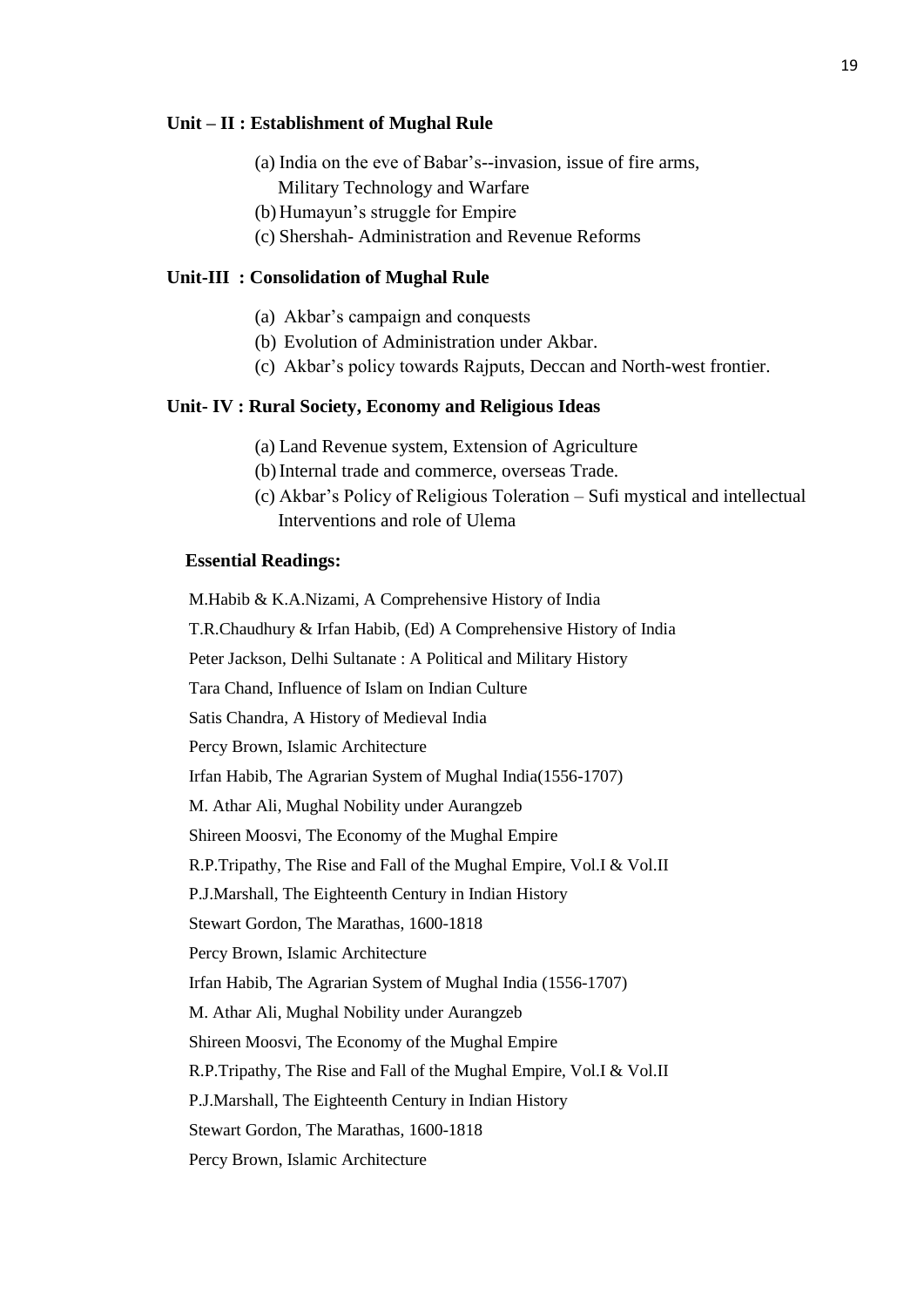**Unit – II : Establishment of Mughal Rule**

(a) India on the eve of Babar's--invasion, issue of fire arms, Military Technology and Warfare

(b) Humayun's struggle for Empire

(c) Shershah- Administration and Revenue Reforms

**Unit-III : Consolidation of Mughal Rule**

(a) Akbar's campaign and conquests

(b) Evolution of Administration under Akbar.

(c) Akbar's policy towards Rajputs, Deccan and North-west frontier.

**Unit- IV : Rural Society, Economy and Religious Ideas**

(a) Land Revenue system, Extension of Agriculture

(b) Internal trade and commerce, overseas Trade.

(c) Akbar's Policy of Religious Toleration – Sufi mystical and intellectual Interventions and role of Ulema

**Essential Readings:**

M.Habib & K.A.Nizami, A Comprehensive History of India

T.R.Chaudhury & Irfan Habib, (Ed) A Comprehensive History of India

Peter Jackson, Delhi Sultanate : A Political and Military History

Tara Chand, Influence of Islam on Indian Culture

Satis Chandra, A History of Medieval India

Percy Brown, Islamic Architecture

Irfan Habib, The Agrarian System of Mughal India(1556-1707)

M. Athar Ali, Mughal Nobility under Aurangzeb

Shireen Moosvi, The Economy of the Mughal Empire

R.P.Tripathy, The Rise and Fall of the Mughal Empire, Vol.I & Vol.II

P.J.Marshall, The Eighteenth Century in Indian History

Stewart Gordon, The Marathas, 1600-1818

Percy Brown, Islamic Architecture

Irfan Habib, The Agrarian System of Mughal India (1556-1707)

M. Athar Ali, Mughal Nobility under Aurangzeb

Shireen Moosvi, The Economy of the Mughal Empire

R.P.Tripathy, The Rise and Fall of the Mughal Empire, Vol.I & Vol.II

P.J.Marshall, The Eighteenth Century in Indian History

Stewart Gordon, The Marathas, 1600-1818

Percy Brown, Islamic Architecture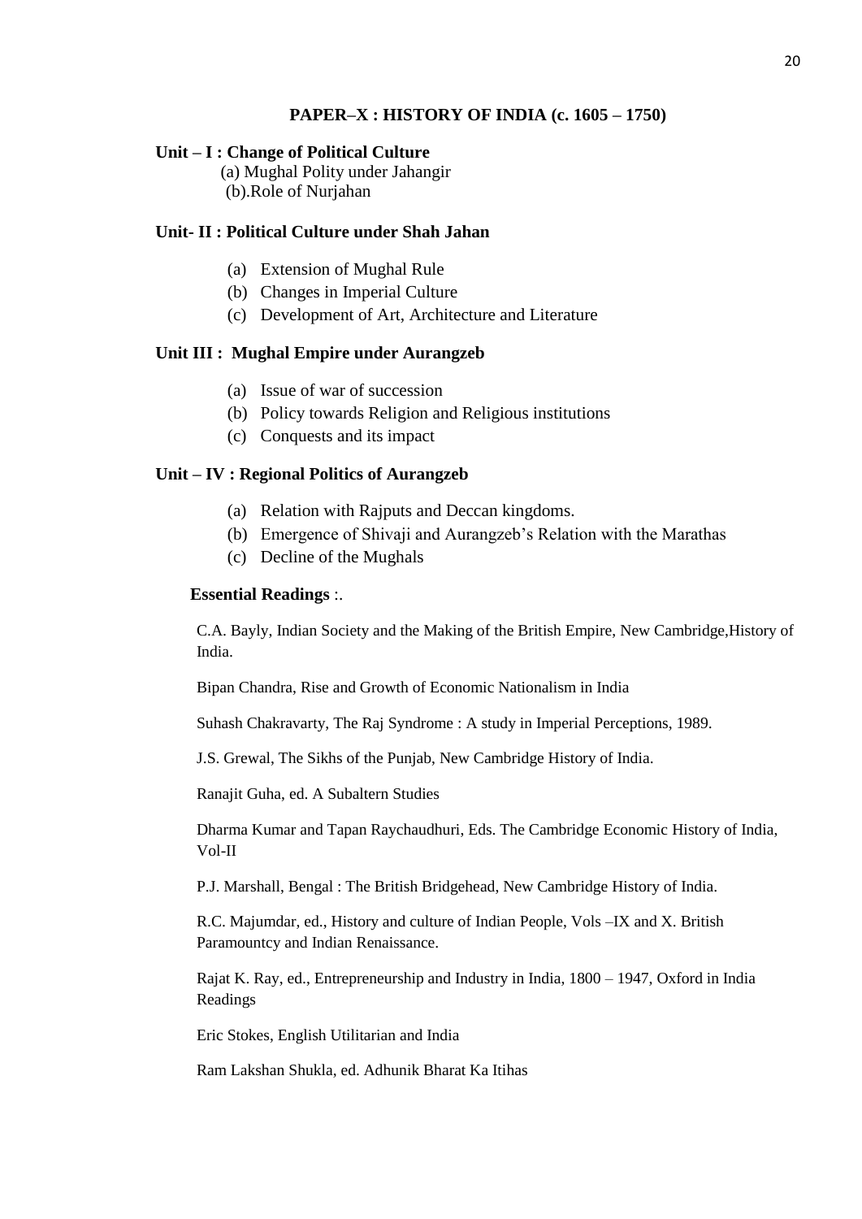## PAPER–X : HISTORY OF INDIA (c. 1605 – 1750)

### Unit – I : Change of Political Culture

(a) Mughal Polity under Jahangir
(b).Role of Nurjahan

### Unit- II : Political Culture under Shah Jahan

(a) Extension of Mughal Rule
(b) Changes in Imperial Culture
(c) Development of Art, Architecture and Literature

### Unit III : Mughal Empire under Aurangzeb

(a) Issue of war of succession
(b) Policy towards Religion and Religious institutions
(c) Conquests and its impact

### Unit – IV : Regional Politics of Aurangzeb

(a) Relation with Rajputs and Deccan kingdoms.
(b) Emergence of Shivaji and Aurangzeb's Relation with the Marathas
(c) Decline of the Mughals

**Essential Readings** :.

C.A. Bayly, Indian Society and the Making of the British Empire, New Cambridge,History of India.

Bipan Chandra, Rise and Growth of Economic Nationalism in India

Suhash Chakravarty, The Raj Syndrome : A study in Imperial Perceptions, 1989.

J.S. Grewal, The Sikhs of the Punjab, New Cambridge History of India.

Ranajit Guha, ed. A Subaltern Studies

Dharma Kumar and Tapan Raychaudhuri, Eds. The Cambridge Economic History of India, Vol-II

P.J. Marshall, Bengal : The British Bridgehead, New Cambridge History of India.

R.C. Majumdar, ed., History and culture of Indian People, Vols –IX and X. British Paramountcy and Indian Renaissance.

Rajat K. Ray, ed., Entrepreneurship and Industry in India, 1800 – 1947, Oxford in India Readings

Eric Stokes, English Utilitarian and India

Ram Lakshan Shukla, ed. Adhunik Bharat Ka Itihas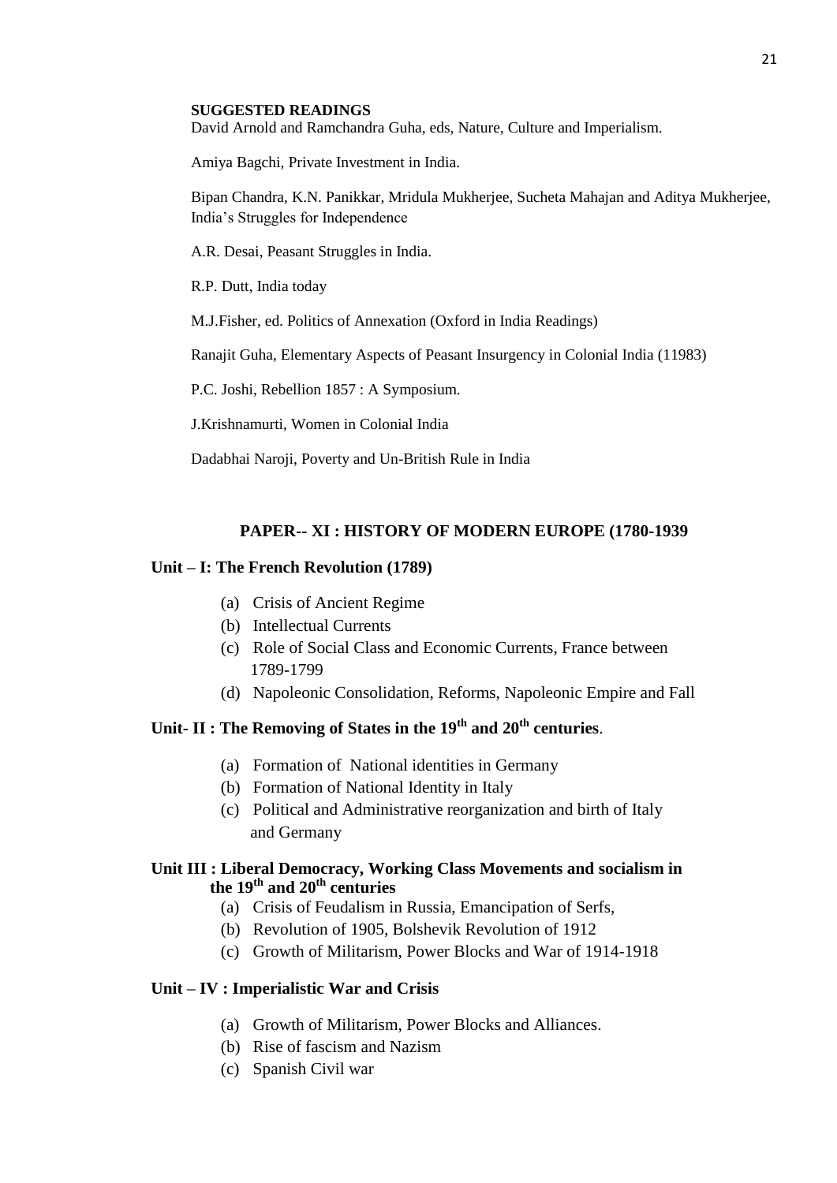**SUGGESTED READINGS**

David Arnold and Ramchandra Guha, eds, Nature, Culture and Imperialism.

Amiya Bagchi, Private Investment in India.

Bipan Chandra, K.N. Panikkar, Mridula Mukherjee, Sucheta Mahajan and Aditya Mukherjee, India's Struggles for Independence

A.R. Desai, Peasant Struggles in India.

R.P. Dutt, India today

M.J.Fisher, ed. Politics of Annexation (Oxford in India Readings)

Ranajit Guha, Elementary Aspects of Peasant Insurgency in Colonial India (11983)

P.C. Joshi, Rebellion 1857 : A Symposium.

J.Krishnamurti, Women in Colonial India

Dadabhai Naroji, Poverty and Un-British Rule in India

## PAPER-- XI : HISTORY OF MODERN EUROPE (1780-1939

### Unit – I: The French Revolution (1789)

(a) Crisis of Ancient Regime
(b) Intellectual Currents
(c) Role of Social Class and Economic Currents, France between 1789-1799
(d) Napoleonic Consolidation, Reforms, Napoleonic Empire and Fall

### Unit- II : The Removing of States in the 19th and 20th centuries.

(a) Formation of National identities in Germany
(b) Formation of National Identity in Italy
(c) Political and Administrative reorganization and birth of Italy and Germany

### Unit III : Liberal Democracy, Working Class Movements and socialism in the 19th and 20th centuries

(a) Crisis of Feudalism in Russia, Emancipation of Serfs,
(b) Revolution of 1905, Bolshevik Revolution of 1912
(c) Growth of Militarism, Power Blocks and War of 1914-1918

### Unit – IV : Imperialistic War and Crisis

(a) Growth of Militarism, Power Blocks and Alliances.
(b) Rise of fascism and Nazism
(c) Spanish Civil war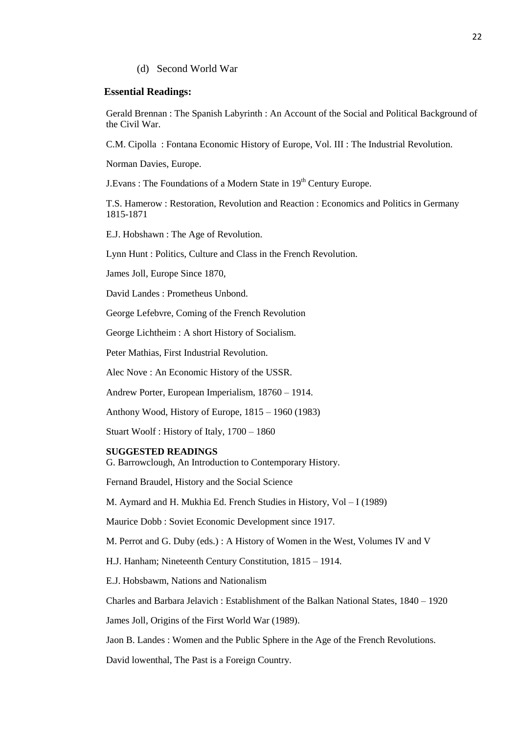(d) Second World War

### Essential Readings:

Gerald Brennan : The Spanish Labyrinth : An Account of the Social and Political Background of the Civil War.

C.M. Cipolla : Fontana Economic History of Europe, Vol. III : The Industrial Revolution.

Norman Davies, Europe.

J.Evans : The Foundations of a Modern State in 19th Century Europe.

T.S. Hamerow : Restoration, Revolution and Reaction : Economics and Politics in Germany 1815-1871

E.J. Hobshawn : The Age of Revolution.

Lynn Hunt : Politics, Culture and Class in the French Revolution.

James Joll, Europe Since 1870,

David Landes : Prometheus Unbond.

George Lefebvre, Coming of the French Revolution

George Lichtheim : A short History of Socialism.

Peter Mathias, First Industrial Revolution.

Alec Nove : An Economic History of the USSR.

Andrew Porter, European Imperialism, 18760 – 1914.

Anthony Wood, History of Europe, 1815 – 1960 (1983)

Stuart Woolf : History of Italy, 1700 – 1860

**SUGGESTED READINGS**

G. Barrowclough, An Introduction to Contemporary History.

Fernand Braudel, History and the Social Science

M. Aymard and H. Mukhia Ed. French Studies in History, Vol – I (1989)

Maurice Dobb : Soviet Economic Development since 1917.

M. Perrot and G. Duby (eds.) : A History of Women in the West, Volumes IV and V

H.J. Hanham; Nineteenth Century Constitution, 1815 – 1914.

E.J. Hobsbawm, Nations and Nationalism

Charles and Barbara Jelavich : Establishment of the Balkan National States, 1840 – 1920

James Joll, Origins of the First World War (1989).

Jaon B. Landes : Women and the Public Sphere in the Age of the French Revolutions.

David lowenthal, The Past is a Foreign Country.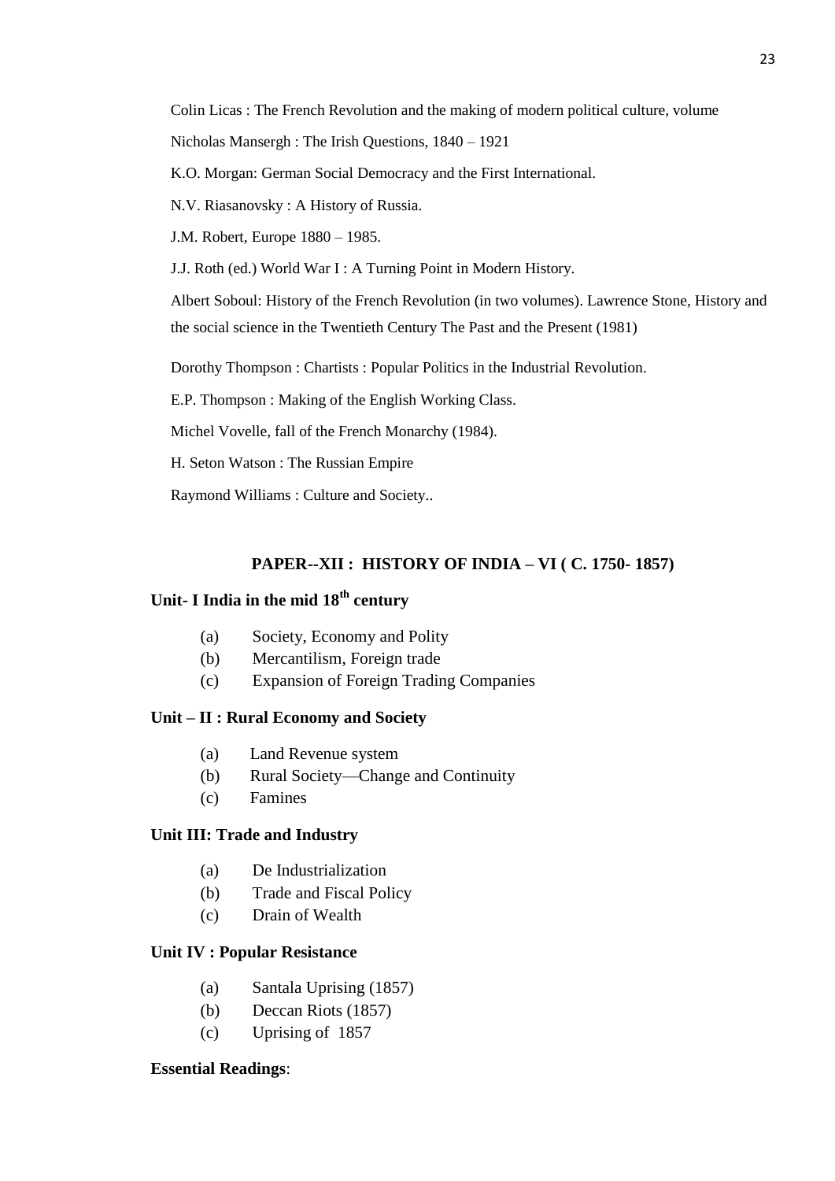Colin Licas : The French Revolution and the making of modern political culture, volume

Nicholas Mansergh : The Irish Questions, 1840 – 1921

K.O. Morgan: German Social Democracy and the First International.

N.V. Riasanovsky : A History of Russia.

J.M. Robert, Europe 1880 – 1985.

J.J. Roth (ed.) World War I : A Turning Point in Modern History.

Albert Soboul: History of the French Revolution (in two volumes). Lawrence Stone, History and the social science in the Twentieth Century The Past and the Present (1981)

Dorothy Thompson : Chartists : Popular Politics in the Industrial Revolution.

E.P. Thompson : Making of the English Working Class.

Michel Vovelle, fall of the French Monarchy (1984).

H. Seton Watson : The Russian Empire

Raymond Williams : Culture and Society..

## PAPER--XII : HISTORY OF INDIA – VI ( C. 1750- 1857)

### Unit- I India in the mid 18th century

(a) Society, Economy and Polity
(b) Mercantilism, Foreign trade
(c) Expansion of Foreign Trading Companies

### Unit – II : Rural Economy and Society

(a) Land Revenue system
(b) Rural Society—Change and Continuity
(c) Famines

### Unit III: Trade and Industry

(a) De Industrialization
(b) Trade and Fiscal Policy
(c) Drain of Wealth

### Unit IV : Popular Resistance

(a) Santala Uprising (1857)
(b) Deccan Riots (1857)
(c) Uprising of 1857

**Essential Readings**: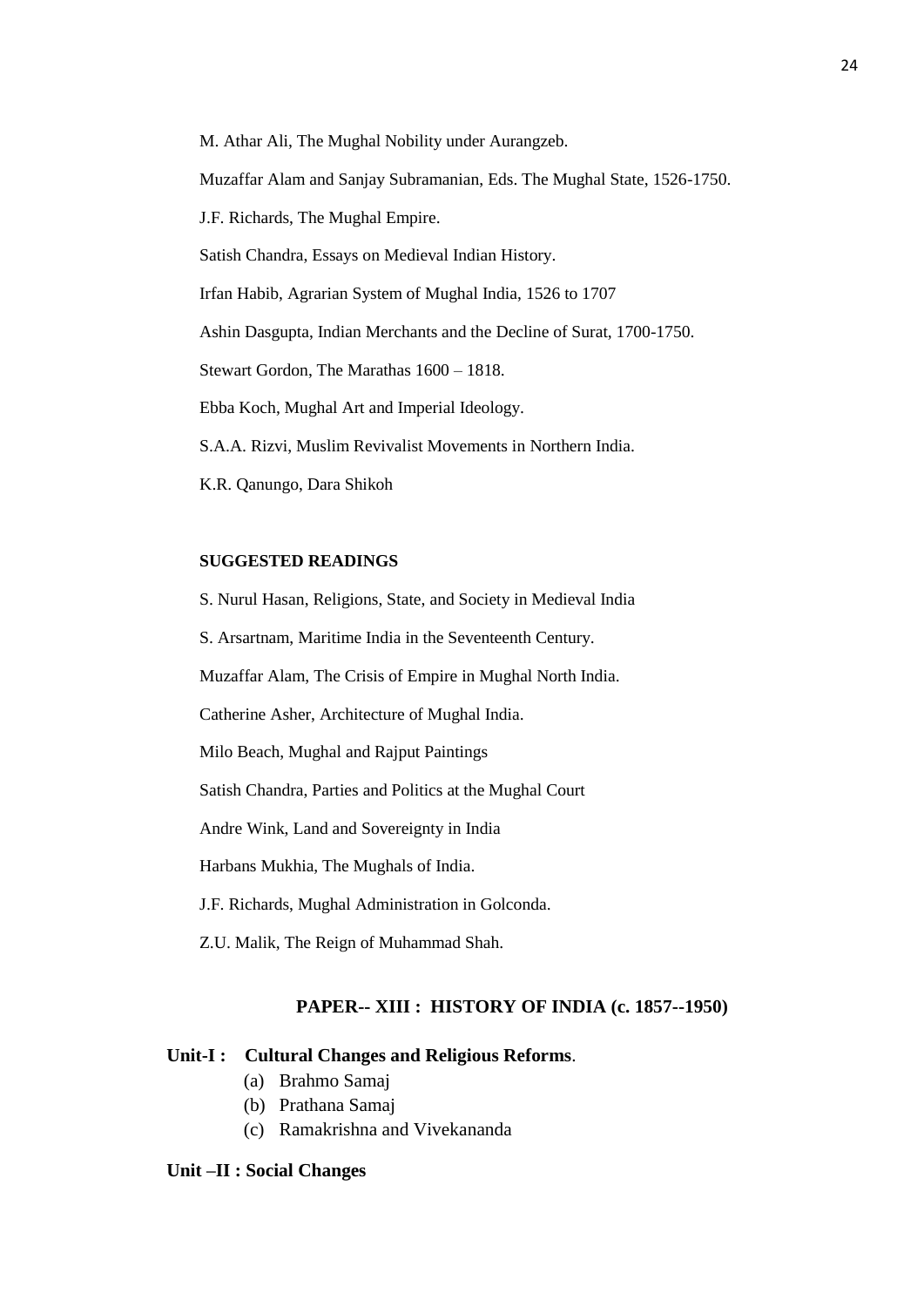M. Athar Ali, The Mughal Nobility under Aurangzeb.

Muzaffar Alam and Sanjay Subramanian, Eds. The Mughal State, 1526-1750.

J.F. Richards, The Mughal Empire.

Satish Chandra, Essays on Medieval Indian History.

Irfan Habib, Agrarian System of Mughal India, 1526 to 1707

Ashin Dasgupta, Indian Merchants and the Decline of Surat, 1700-1750.

Stewart Gordon, The Marathas 1600 – 1818.

Ebba Koch, Mughal Art and Imperial Ideology.

S.A.A. Rizvi, Muslim Revivalist Movements in Northern India.

K.R. Qanungo, Dara Shikoh

**SUGGESTED READINGS**

S. Nurul Hasan, Religions, State, and Society in Medieval India

S. Arsartnam, Maritime India in the Seventeenth Century.

Muzaffar Alam, The Crisis of Empire in Mughal North India.

Catherine Asher, Architecture of Mughal India.

Milo Beach, Mughal and Rajput Paintings

Satish Chandra, Parties and Politics at the Mughal Court

Andre Wink, Land and Sovereignty in India

Harbans Mukhia, The Mughals of India.

J.F. Richards, Mughal Administration in Golconda.

Z.U. Malik, The Reign of Muhammad Shah.

## PAPER-- XIII : HISTORY OF INDIA (c. 1857--1950)

**Unit-I : Cultural Changes and Religious Reforms**.

(a) Brahmo Samaj
(b) Prathana Samaj
(c) Ramakrishna and Vivekananda

**Unit –II : Social Changes**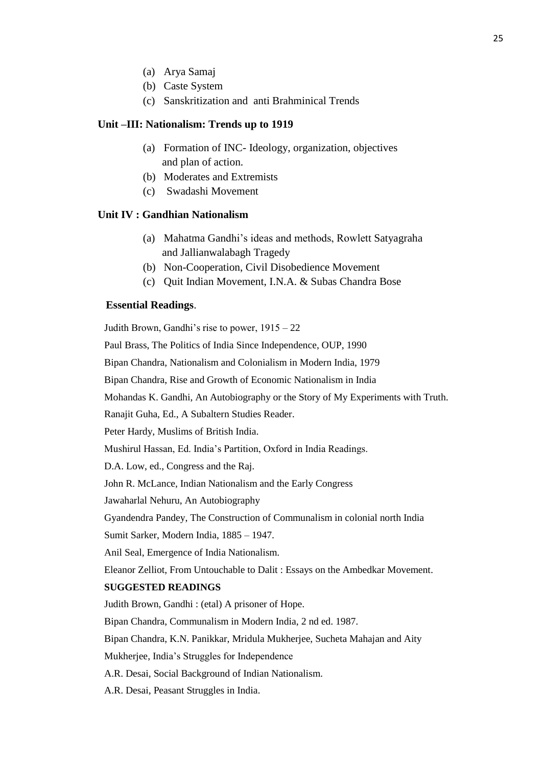- (a) Arya Samaj
- (b) Caste System
- (c) Sanskritization and anti Brahminical Trends

**Unit –III: Nationalism: Trends up to 1919**

- (a) Formation of INC- Ideology, organization, objectives and plan of action.
- (b) Moderates and Extremists
- (c) Swadashi Movement

**Unit IV : Gandhian Nationalism**

- (a) Mahatma Gandhi's ideas and methods, Rowlett Satyagraha and Jallianwalabagh Tragedy
- (b) Non-Cooperation, Civil Disobedience Movement
- (c) Quit Indian Movement, I.N.A. & Subas Chandra Bose

**Essential Readings**.

Judith Brown, Gandhi's rise to power, 1915 – 22

Paul Brass, The Politics of India Since Independence, OUP, 1990

Bipan Chandra, Nationalism and Colonialism in Modern India, 1979

Bipan Chandra, Rise and Growth of Economic Nationalism in India

Mohandas K. Gandhi, An Autobiography or the Story of My Experiments with Truth.

Ranajit Guha, Ed., A Subaltern Studies Reader.

Peter Hardy, Muslims of British India.

Mushirul Hassan, Ed. India's Partition, Oxford in India Readings.

D.A. Low, ed., Congress and the Raj.

John R. McLance, Indian Nationalism and the Early Congress

Jawaharlal Nehuru, An Autobiography

Gyandendra Pandey, The Construction of Communalism in colonial north India

Sumit Sarker, Modern India, 1885 – 1947.

Anil Seal, Emergence of India Nationalism.

Eleanor Zelliot, From Untouchable to Dalit : Essays on the Ambedkar Movement.

**SUGGESTED READINGS**

Judith Brown, Gandhi : (etal) A prisoner of Hope.

Bipan Chandra, Communalism in Modern India, 2 nd ed. 1987.

Bipan Chandra, K.N. Panikkar, Mridula Mukherjee, Sucheta Mahajan and Aity Mukherjee, India's Struggles for Independence

A.R. Desai, Social Background of Indian Nationalism.

A.R. Desai, Peasant Struggles in India.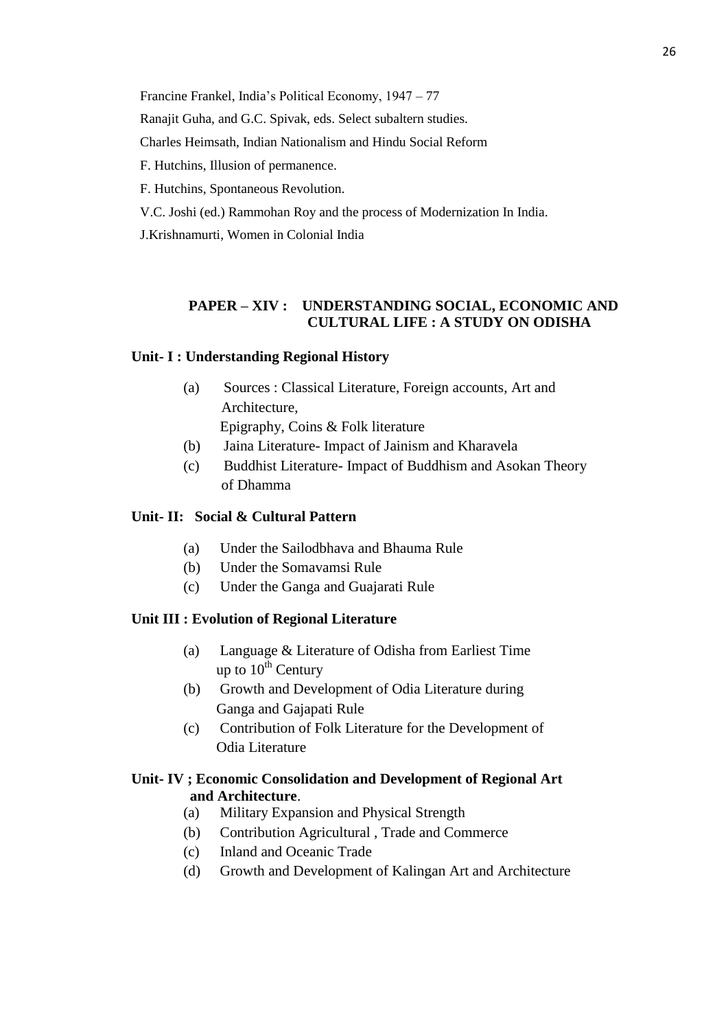Francine Frankel, India's Political Economy, 1947 – 77

Ranajit Guha, and G.C. Spivak, eds. Select subaltern studies.

Charles Heimsath, Indian Nationalism and Hindu Social Reform

F. Hutchins, Illusion of permanence.

F. Hutchins, Spontaneous Revolution.

V.C. Joshi (ed.) Rammohan Roy and the process of Modernization In India.

J.Krishnamurti, Women in Colonial India

## PAPER – XIV : UNDERSTANDING SOCIAL, ECONOMIC AND CULTURAL LIFE : A STUDY ON ODISHA

### Unit- I : Understanding Regional History

(a) Sources : Classical Literature, Foreign accounts, Art and Architecture,
Epigraphy, Coins & Folk literature

(b) Jaina Literature- Impact of Jainism and Kharavela

(c) Buddhist Literature- Impact of Buddhism and Asokan Theory of Dhamma

### Unit- II: Social & Cultural Pattern

(a) Under the Sailodbhava and Bhauma Rule

(b) Under the Somavamsi Rule

(c) Under the Ganga and Guajarati Rule

### Unit III : Evolution of Regional Literature

(a) Language & Literature of Odisha from Earliest Time up to 10th Century

(b) Growth and Development of Odia Literature during Ganga and Gajapati Rule

(c) Contribution of Folk Literature for the Development of Odia Literature

### Unit- IV ; Economic Consolidation and Development of Regional Art and Architecture.

(a) Military Expansion and Physical Strength

(b) Contribution Agricultural , Trade and Commerce

(c) Inland and Oceanic Trade

(d) Growth and Development of Kalingan Art and Architecture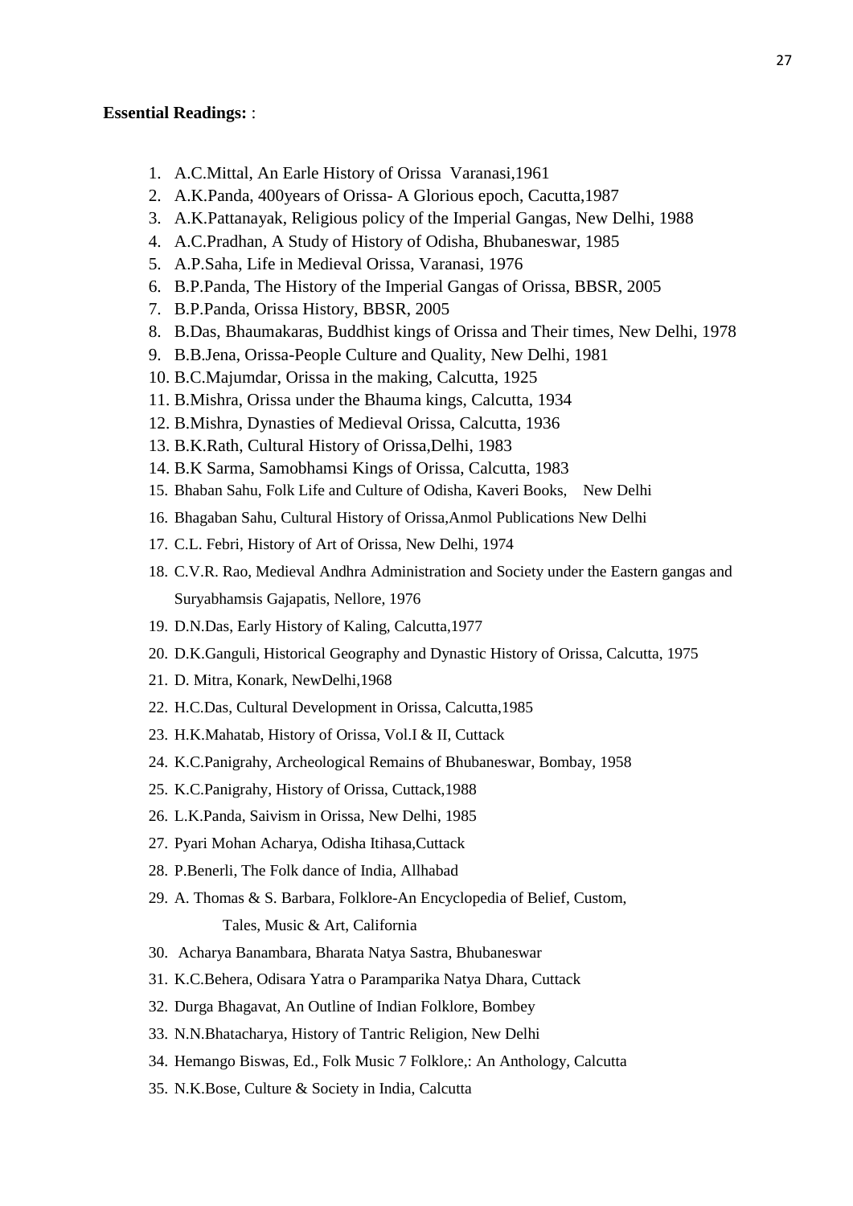**Essential Readings:** :

1. A.C.Mittal, An Earle History of Orissa Varanasi,1961
2. A.K.Panda, 400years of Orissa- A Glorious epoch, Cacutta,1987
3. A.K.Pattanayak, Religious policy of the Imperial Gangas, New Delhi, 1988
4. A.C.Pradhan, A Study of History of Odisha, Bhubaneswar, 1985
5. A.P.Saha, Life in Medieval Orissa, Varanasi, 1976
6. B.P.Panda, The History of the Imperial Gangas of Orissa, BBSR, 2005
7. B.P.Panda, Orissa History, BBSR, 2005
8. B.Das, Bhaumakaras, Buddhist kings of Orissa and Their times, New Delhi, 1978
9. B.B.Jena, Orissa-People Culture and Quality, New Delhi, 1981
10. B.C.Majumdar, Orissa in the making, Calcutta, 1925
11. B.Mishra, Orissa under the Bhauma kings, Calcutta, 1934
12. B.Mishra, Dynasties of Medieval Orissa, Calcutta, 1936
13. B.K.Rath, Cultural History of Orissa,Delhi, 1983
14. B.K Sarma, Samobhamsi Kings of Orissa, Calcutta, 1983
15. Bhaban Sahu, Folk Life and Culture of Odisha, Kaveri Books, New Delhi
16. Bhagaban Sahu, Cultural History of Orissa,Anmol Publications New Delhi
17. C.L. Febri, History of Art of Orissa, New Delhi, 1974
18. C.V.R. Rao, Medieval Andhra Administration and Society under the Eastern gangas and Suryabhamsis Gajapatis, Nellore, 1976
19. D.N.Das, Early History of Kaling, Calcutta,1977
20. D.K.Ganguli, Historical Geography and Dynastic History of Orissa, Calcutta, 1975
21. D. Mitra, Konark, NewDelhi,1968
22. H.C.Das, Cultural Development in Orissa, Calcutta,1985
23. H.K.Mahatab, History of Orissa, Vol.I & II, Cuttack
24. K.C.Panigrahy, Archeological Remains of Bhubaneswar, Bombay, 1958
25. K.C.Panigrahy, History of Orissa, Cuttack,1988
26. L.K.Panda, Saivism in Orissa, New Delhi, 1985
27. Pyari Mohan Acharya, Odisha Itihasa,Cuttack
28. P.Benerli, The Folk dance of India, Allhabad
29. A. Thomas & S. Barbara, Folklore-An Encyclopedia of Belief, Custom, Tales, Music & Art, California
30. Acharya Banambara, Bharata Natya Sastra, Bhubaneswar
31. K.C.Behera, Odisara Yatra o Paramparika Natya Dhara, Cuttack
32. Durga Bhagavat, An Outline of Indian Folklore, Bombey
33. N.N.Bhatacharya, History of Tantric Religion, New Delhi
34. Hemango Biswas, Ed., Folk Music 7 Folklore,: An Anthology, Calcutta
35. N.K.Bose, Culture & Society in India, Calcutta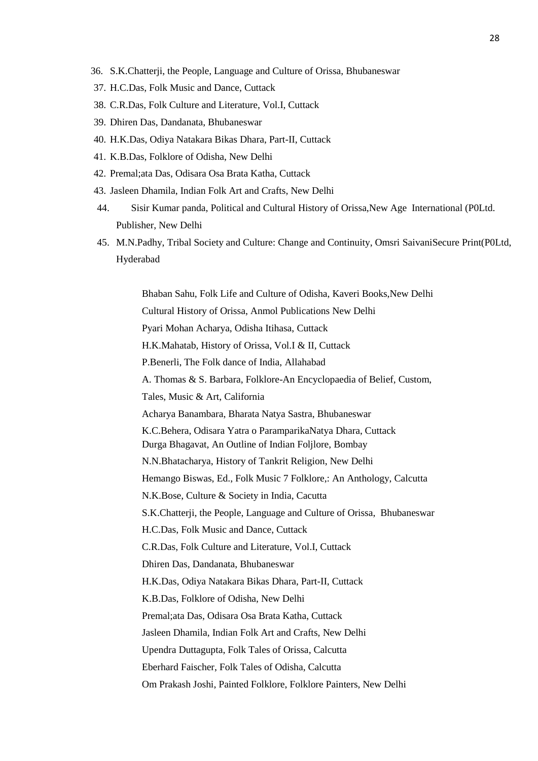36. S.K.Chatterji, the People, Language and Culture of Orissa, Bhubaneswar
37. H.C.Das, Folk Music and Dance, Cuttack
38. C.R.Das, Folk Culture and Literature, Vol.I, Cuttack
39. Dhiren Das, Dandanata, Bhubaneswar
40. H.K.Das, Odiya Natakara Bikas Dhara, Part-II, Cuttack
41. K.B.Das, Folklore of Odisha, New Delhi
42. Premal;ata Das, Odisara Osa Brata Katha, Cuttack
43. Jasleen Dhamila, Indian Folk Art and Crafts, New Delhi
44. Sisir Kumar panda, Political and Cultural History of Orissa,New Age International (P0Ltd. Publisher, New Delhi
45. M.N.Padhy, Tribal Society and Culture: Change and Continuity, Omsri SaivaniSecure Print(P0Ltd, Hyderabad

Bhaban Sahu, Folk Life and Culture of Odisha, Kaveri Books,New Delhi

Cultural History of Orissa, Anmol Publications New Delhi

Pyari Mohan Acharya, Odisha Itihasa, Cuttack

H.K.Mahatab, History of Orissa, Vol.I & II, Cuttack

P.Benerli, The Folk dance of India, Allahabad

A. Thomas & S. Barbara, Folklore-An Encyclopaedia of Belief, Custom, Tales, Music & Art, California

Acharya Banambara, Bharata Natya Sastra, Bhubaneswar

K.C.Behera, Odisara Yatra o ParamparikaNatya Dhara, Cuttack

Durga Bhagavat, An Outline of Indian Foljlore, Bombay

N.N.Bhatacharya, History of Tankrit Religion, New Delhi

Hemango Biswas, Ed., Folk Music 7 Folklore,: An Anthology, Calcutta

N.K.Bose, Culture & Society in India, Cacutta

S.K.Chatterji, the People, Language and Culture of Orissa, Bhubaneswar

H.C.Das, Folk Music and Dance, Cuttack

C.R.Das, Folk Culture and Literature, Vol.I, Cuttack

Dhiren Das, Dandanata, Bhubaneswar

H.K.Das, Odiya Natakara Bikas Dhara, Part-II, Cuttack

K.B.Das, Folklore of Odisha, New Delhi

Premal;ata Das, Odisara Osa Brata Katha, Cuttack

Jasleen Dhamila, Indian Folk Art and Crafts, New Delhi

Upendra Duttagupta, Folk Tales of Orissa, Calcutta

Eberhard Faischer, Folk Tales of Odisha, Calcutta

Om Prakash Joshi, Painted Folklore, Folklore Painters, New Delhi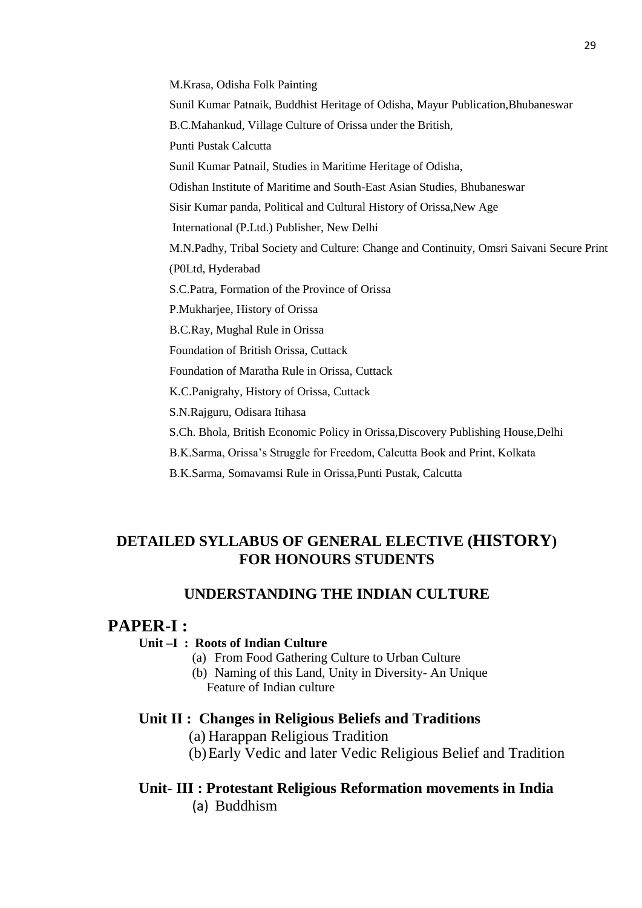M.Krasa, Odisha Folk Painting

Sunil Kumar Patnaik, Buddhist Heritage of Odisha, Mayur Publication,Bhubaneswar

B.C.Mahankud, Village Culture of Orissa under the British,

Punti Pustak Calcutta

Sunil Kumar Patnail, Studies in Maritime Heritage of Odisha,

Odishan Institute of Maritime and South-East Asian Studies, Bhubaneswar

Sisir Kumar panda, Political and Cultural History of Orissa,New Age

International (P.Ltd.) Publisher, New Delhi

M.N.Padhy, Tribal Society and Culture: Change and Continuity, Omsri Saivani Secure Print

(P0Ltd, Hyderabad

S.C.Patra, Formation of the Province of Orissa

P.Mukharjee, History of Orissa

B.C.Ray, Mughal Rule in Orissa

Foundation of British Orissa, Cuttack

Foundation of Maratha Rule in Orissa, Cuttack

K.C.Panigrahy, History of Orissa, Cuttack

S.N.Rajguru, Odisara Itihasa

S.Ch. Bhola, British Economic Policy in Orissa,Discovery Publishing House,Delhi

B.K.Sarma, Orissa's Struggle for Freedom, Calcutta Book and Print, Kolkata

B.K.Sarma, Somavamsi Rule in Orissa,Punti Pustak, Calcutta

## DETAILED SYLLABUS OF GENERAL ELECTIVE (HISTORY) FOR HONOURS STUDENTS

### UNDERSTANDING THE INDIAN CULTURE

## PAPER-I :

**Unit –I : Roots of Indian Culture**

(a) From Food Gathering Culture to Urban Culture

(b) Naming of this Land, Unity in Diversity- An Unique Feature of Indian culture

### Unit II : Changes in Religious Beliefs and Traditions

(a) Harappan Religious Tradition

(b) Early Vedic and later Vedic Religious Belief and Tradition

### Unit- III : Protestant Religious Reformation movements in India

(a) Buddhism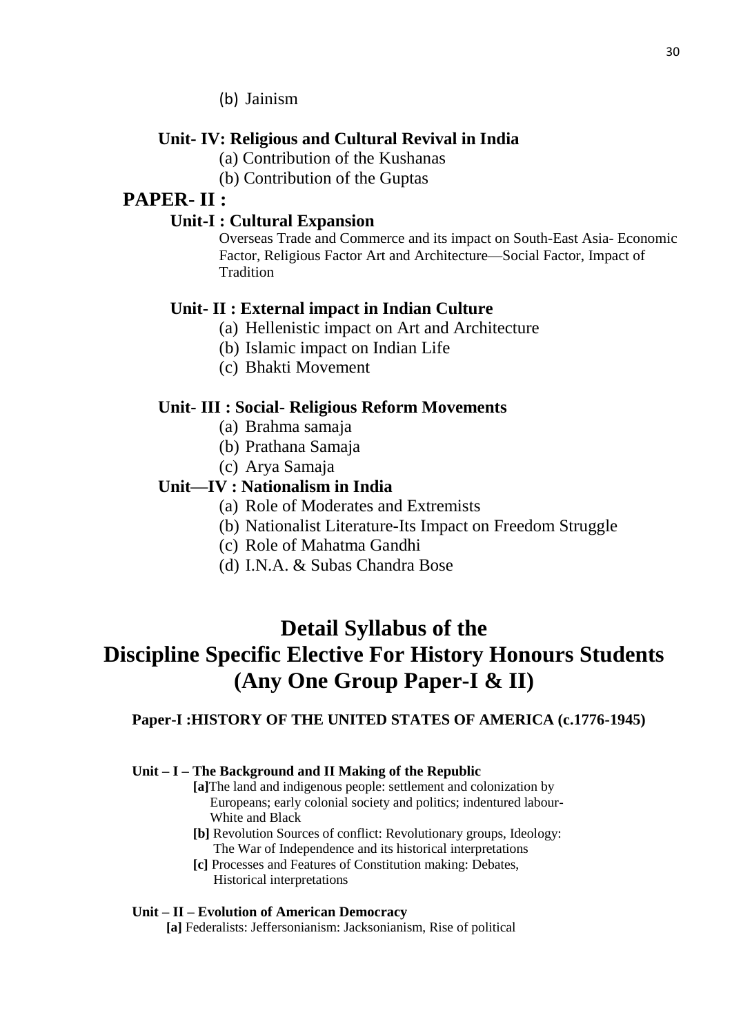(b) Jainism

**Unit- IV: Religious and Cultural Revival in India**

(a) Contribution of the Kushanas

(b) Contribution of the Guptas

## PAPER- II :

**Unit-I : Cultural Expansion**

Overseas Trade and Commerce and its impact on South-East Asia- Economic Factor, Religious Factor Art and Architecture—Social Factor, Impact of Tradition

**Unit- II : External impact in Indian Culture**

(a) Hellenistic impact on Art and Architecture

(b) Islamic impact on Indian Life

(c) Bhakti Movement

**Unit- III : Social- Religious Reform Movements**

(a) Brahma samaja

(b) Prathana Samaja

(c) Arya Samaja

**Unit—IV : Nationalism in India**

(a) Role of Moderates and Extremists

(b) Nationalist Literature-Its Impact on Freedom Struggle

(c) Role of Mahatma Gandhi

(d) I.N.A. & Subas Chandra Bose

# Detail Syllabus of the Discipline Specific Elective For History Honours Students (Any One Group Paper-I & II)

### Paper-I :HISTORY OF THE UNITED STATES OF AMERICA (c.1776-1945)

**Unit – I – The Background and II Making of the Republic**

**[a]**The land and indigenous people: settlement and colonization by Europeans; early colonial society and politics; indentured labour- White and Black

**[b]** Revolution Sources of conflict: Revolutionary groups, Ideology: The War of Independence and its historical interpretations

**[c]** Processes and Features of Constitution making: Debates, Historical interpretations

**Unit – II – Evolution of American Democracy**

**[a]** Federalists: Jeffersonianism: Jacksonianism, Rise of political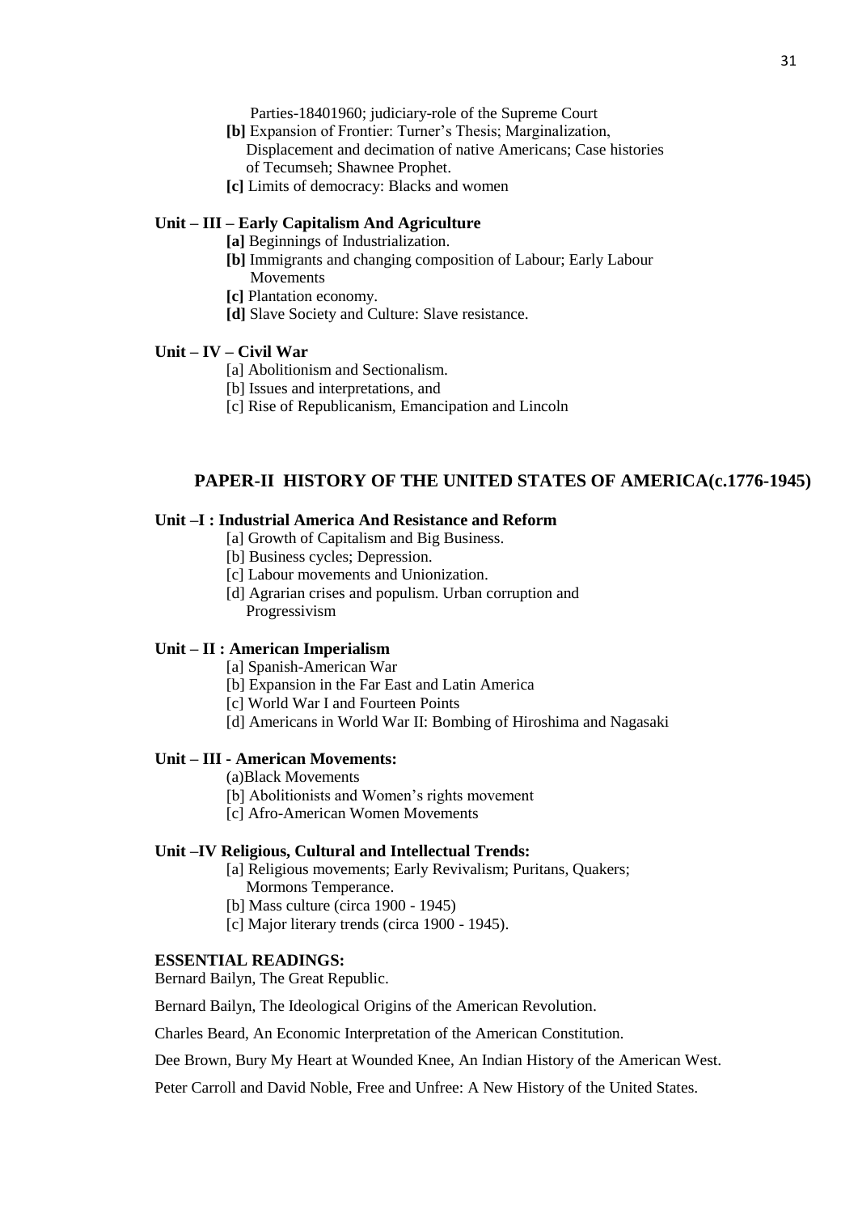Parties-18401960; judiciary-role of the Supreme Court

**[b]** Expansion of Frontier: Turner's Thesis; Marginalization, Displacement and decimation of native Americans; Case histories of Tecumseh; Shawnee Prophet.

**[c]** Limits of democracy: Blacks and women

### Unit – III – Early Capitalism And Agriculture

**[a]** Beginnings of Industrialization.

**[b]** Immigrants and changing composition of Labour; Early Labour Movements

**[c]** Plantation economy.

**[d]** Slave Society and Culture: Slave resistance.

### Unit – IV – Civil War

[a] Abolitionism and Sectionalism.

[b] Issues and interpretations, and

[c] Rise of Republicanism, Emancipation and Lincoln

## PAPER-II HISTORY OF THE UNITED STATES OF AMERICA(c.1776-1945)

### Unit –I : Industrial America And Resistance and Reform

[a] Growth of Capitalism and Big Business.

[b] Business cycles; Depression.

[c] Labour movements and Unionization.

[d] Agrarian crises and populism. Urban corruption and Progressivism

### Unit – II : American Imperialism

[a] Spanish-American War

[b] Expansion in the Far East and Latin America

[c] World War I and Fourteen Points

[d] Americans in World War II: Bombing of Hiroshima and Nagasaki

### Unit – III - American Movements:

(a)Black Movements

[b] Abolitionists and Women's rights movement

[c] Afro-American Women Movements

### Unit –IV Religious, Cultural and Intellectual Trends:

[a] Religious movements; Early Revivalism; Puritans, Quakers; Mormons Temperance.

[b] Mass culture (circa 1900 - 1945)

[c] Major literary trends (circa 1900 - 1945).

### ESSENTIAL READINGS:

Bernard Bailyn, The Great Republic.

Bernard Bailyn, The Ideological Origins of the American Revolution.

Charles Beard, An Economic Interpretation of the American Constitution.

Dee Brown, Bury My Heart at Wounded Knee, An Indian History of the American West.

Peter Carroll and David Noble, Free and Unfree: A New History of the United States.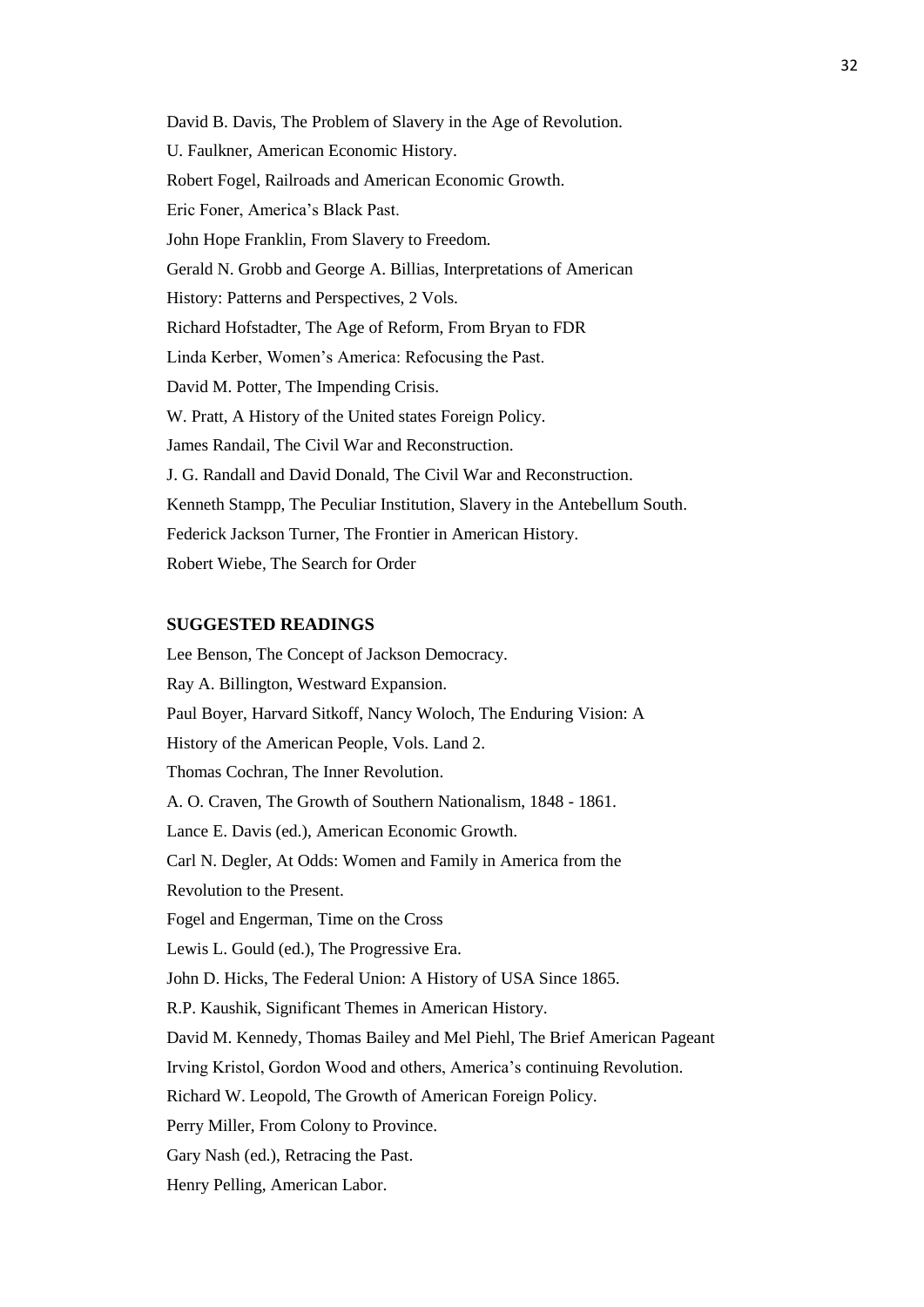David B. Davis, The Problem of Slavery in the Age of Revolution.

U. Faulkner, American Economic History.

Robert Fogel, Railroads and American Economic Growth.

Eric Foner, America's Black Past.

John Hope Franklin, From Slavery to Freedom.

Gerald N. Grobb and George A. Billias, Interpretations of American History: Patterns and Perspectives, 2 Vols.

Richard Hofstadter, The Age of Reform, From Bryan to FDR

Linda Kerber, Women's America: Refocusing the Past.

David M. Potter, The Impending Crisis.

W. Pratt, A History of the United states Foreign Policy.

James Randail, The Civil War and Reconstruction.

J. G. Randall and David Donald, The Civil War and Reconstruction.

Kenneth Stampp, The Peculiar Institution, Slavery in the Antebellum South.

Federick Jackson Turner, The Frontier in American History.

Robert Wiebe, The Search for Order

**SUGGESTED READINGS**

Lee Benson, The Concept of Jackson Democracy.

Ray A. Billington, Westward Expansion.

Paul Boyer, Harvard Sitkoff, Nancy Woloch, The Enduring Vision: A History of the American People, Vols. Land 2.

Thomas Cochran, The Inner Revolution.

A. O. Craven, The Growth of Southern Nationalism, 1848 - 1861.

Lance E. Davis (ed.), American Economic Growth.

Carl N. Degler, At Odds: Women and Family in America from the Revolution to the Present.

Fogel and Engerman, Time on the Cross

Lewis L. Gould (ed.), The Progressive Era.

John D. Hicks, The Federal Union: A History of USA Since 1865.

R.P. Kaushik, Significant Themes in American History.

David M. Kennedy, Thomas Bailey and Mel Piehl, The Brief American Pageant

Irving Kristol, Gordon Wood and others, America's continuing Revolution.

Richard W. Leopold, The Growth of American Foreign Policy.

Perry Miller, From Colony to Province.

Gary Nash (ed.), Retracing the Past.

Henry Pelling, American Labor.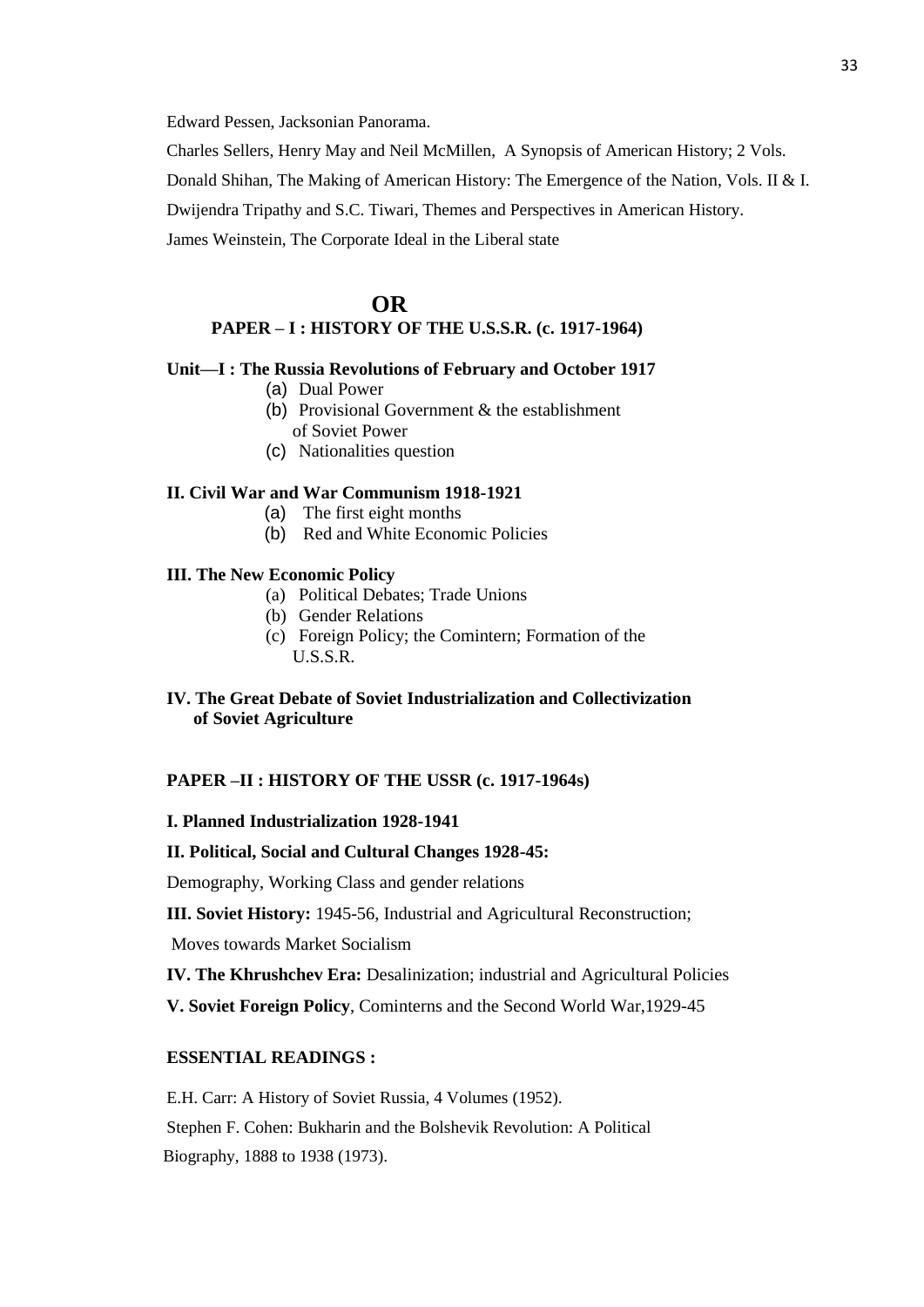Edward Pessen, Jacksonian Panorama.

Charles Sellers, Henry May and Neil McMillen, A Synopsis of American History; 2 Vols.

Donald Shihan, The Making of American History: The Emergence of the Nation, Vols. II & I.

Dwijendra Tripathy and S.C. Tiwari, Themes and Perspectives in American History.

James Weinstein, The Corporate Ideal in the Liberal state

## OR

### PAPER – I : HISTORY OF THE U.S.S.R. (c. 1917-1964)

**Unit—I : The Russia Revolutions of February and October 1917**

(a) Dual Power
(b) Provisional Government & the establishment of Soviet Power
(c) Nationalities question

**II. Civil War and War Communism 1918-1921**

(a) The first eight months
(b) Red and White Economic Policies

**III. The New Economic Policy**

(a) Political Debates; Trade Unions
(b) Gender Relations
(c) Foreign Policy; the Comintern; Formation of the U.S.S.R.

**IV. The Great Debate of Soviet Industrialization and Collectivization of Soviet Agriculture**

### PAPER –II : HISTORY OF THE USSR (c. 1917-1964s)

**I. Planned Industrialization 1928-1941**

**II. Political, Social and Cultural Changes 1928-45:**

Demography, Working Class and gender relations

**III. Soviet History:** 1945-56, Industrial and Agricultural Reconstruction;

Moves towards Market Socialism

**IV. The Khrushchev Era:** Desalinization; industrial and Agricultural Policies

**V. Soviet Foreign Policy**, Cominterns and the Second World War,1929-45

**ESSENTIAL READINGS :**

E.H. Carr: A History of Soviet Russia, 4 Volumes (1952).

Stephen F. Cohen: Bukharin and the Bolshevik Revolution: A Political Biography, 1888 to 1938 (1973).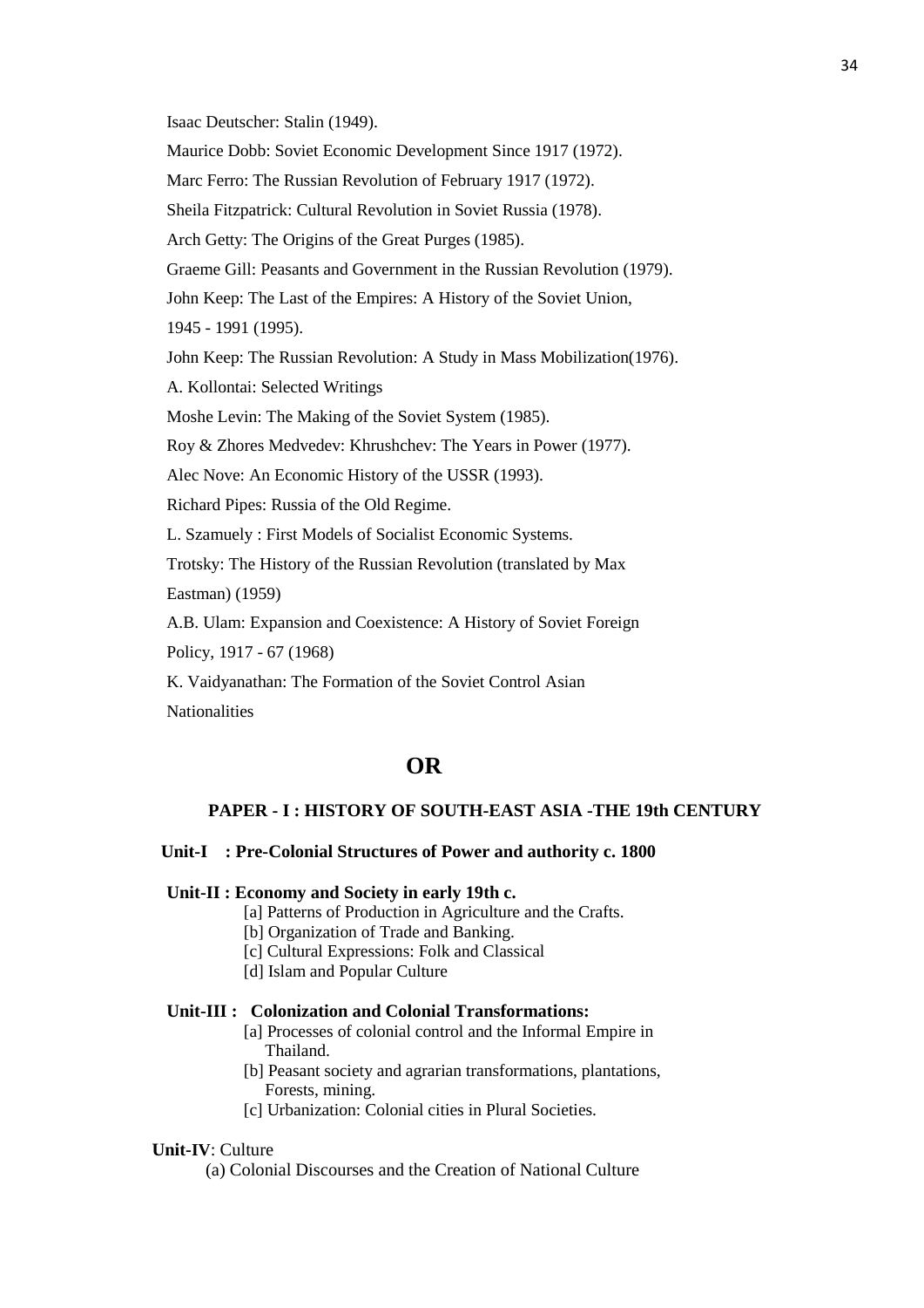Isaac Deutscher: Stalin (1949).

Maurice Dobb: Soviet Economic Development Since 1917 (1972).

Marc Ferro: The Russian Revolution of February 1917 (1972).

Sheila Fitzpatrick: Cultural Revolution in Soviet Russia (1978).

Arch Getty: The Origins of the Great Purges (1985).

Graeme Gill: Peasants and Government in the Russian Revolution (1979).

John Keep: The Last of the Empires: A History of the Soviet Union, 1945 - 1991 (1995).

John Keep: The Russian Revolution: A Study in Mass Mobilization(1976).

A. Kollontai: Selected Writings

Moshe Levin: The Making of the Soviet System (1985).

Roy & Zhores Medvedev: Khrushchev: The Years in Power (1977).

Alec Nove: An Economic History of the USSR (1993).

Richard Pipes: Russia of the Old Regime.

L. Szamuely : First Models of Socialist Economic Systems.

Trotsky: The History of the Russian Revolution (translated by Max Eastman) (1959)

A.B. Ulam: Expansion and Coexistence: A History of Soviet Foreign Policy, 1917 - 67 (1968)

K. Vaidyanathan: The Formation of the Soviet Control Asian Nationalities

## OR

### PAPER - I : HISTORY OF SOUTH-EAST ASIA -THE 19th CENTURY

**Unit-I : Pre-Colonial Structures of Power and authority c. 1800**

**Unit-II : Economy and Society in early 19th c.**

[a] Patterns of Production in Agriculture and the Crafts.
[b] Organization of Trade and Banking.
[c] Cultural Expressions: Folk and Classical
[d] Islam and Popular Culture

**Unit-III : Colonization and Colonial Transformations:**

[a] Processes of colonial control and the Informal Empire in Thailand.
[b] Peasant society and agrarian transformations, plantations, Forests, mining.
[c] Urbanization: Colonial cities in Plural Societies.

**Unit-IV**: Culture

(a) Colonial Discourses and the Creation of National Culture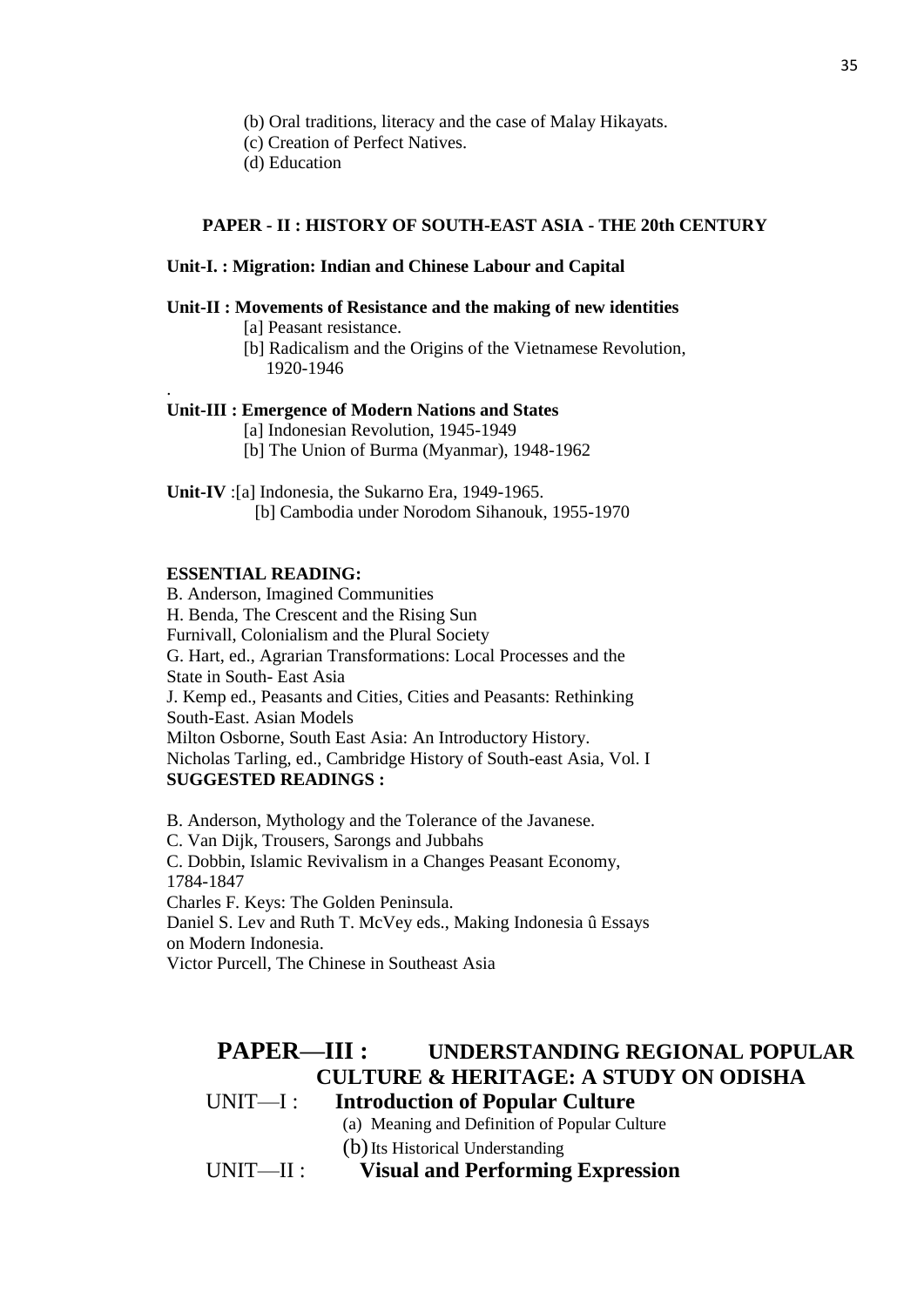(b) Oral traditions, literacy and the case of Malay Hikayats.
(c) Creation of Perfect Natives.
(d) Education

## PAPER - II : HISTORY OF SOUTH-EAST ASIA - THE 20th CENTURY

**Unit-I. : Migration: Indian and Chinese Labour and Capital**

**Unit-II : Movements of Resistance and the making of new identities**

[a] Peasant resistance.
[b] Radicalism and the Origins of the Vietnamese Revolution, 1920-1946

.

**Unit-III : Emergence of Modern Nations and States**

[a] Indonesian Revolution, 1945-1949
[b] The Union of Burma (Myanmar), 1948-1962

**Unit-IV** :[a] Indonesia, the Sukarno Era, 1949-1965.
[b] Cambodia under Norodom Sihanouk, 1955-1970

**ESSENTIAL READING:**

B. Anderson, Imagined Communities
H. Benda, The Crescent and the Rising Sun
Furnivall, Colonialism and the Plural Society
G. Hart, ed., Agrarian Transformations: Local Processes and the State in South- East Asia
J. Kemp ed., Peasants and Cities, Cities and Peasants: Rethinking South-East. Asian Models
Milton Osborne, South East Asia: An Introductory History.
Nicholas Tarling, ed., Cambridge History of South-east Asia, Vol. I

**SUGGESTED READINGS :**

B. Anderson, Mythology and the Tolerance of the Javanese.
C. Van Dijk, Trousers, Sarongs and Jubbahs
C. Dobbin, Islamic Revivalism in a Changes Peasant Economy, 1784-1847
Charles F. Keys: The Golden Peninsula.
Daniel S. Lev and Ruth T. McVey eds., Making Indonesia û Essays on Modern Indonesia.
Victor Purcell, The Chinese in Southeast Asia

## PAPER—III : UNDERSTANDING REGIONAL POPULAR CULTURE & HERITAGE: A STUDY ON ODISHA

UNIT—I : **Introduction of Popular Culture**

(a) Meaning and Definition of Popular Culture
(b) Its Historical Understanding

UNIT—II : **Visual and Performing Expression**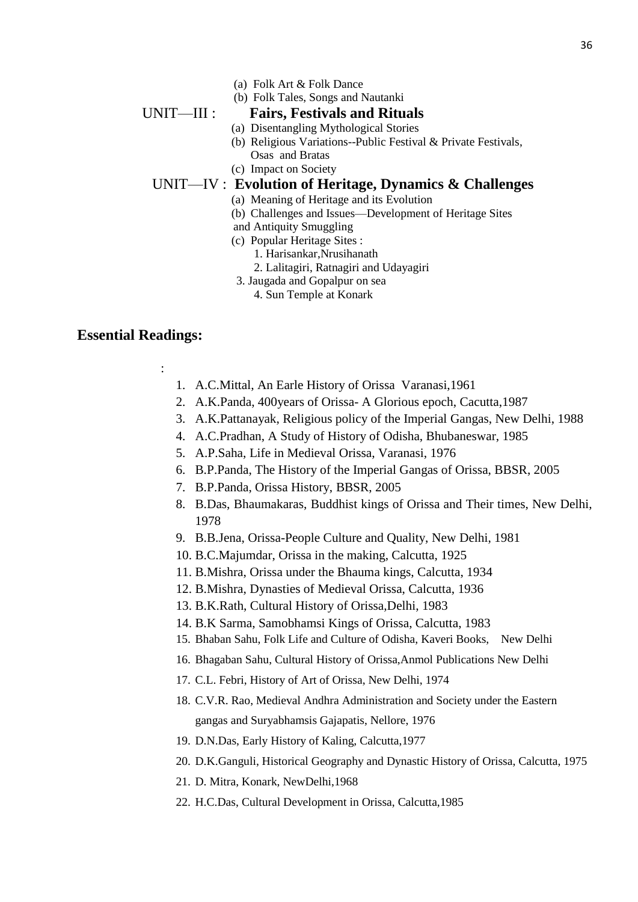(a) Folk Art & Folk Dance

(b) Folk Tales, Songs and Nautanki

**UNIT—III : Fairs, Festivals and Rituals**

(a) Disentangling Mythological Stories

(b) Religious Variations--Public Festival & Private Festivals, Osas and Bratas

(c) Impact on Society

**UNIT—IV : Evolution of Heritage, Dynamics & Challenges**

(a) Meaning of Heritage and its Evolution

(b) Challenges and Issues—Development of Heritage Sites and Antiquity Smuggling

(c) Popular Heritage Sites :

1. Harisankar,Nrusihanath
2. Lalitagiri, Ratnagiri and Udayagiri
3. Jaugada and Gopalpur on sea
4. Sun Temple at Konark

## Essential Readings:

:

1. A.C.Mittal, An Earle History of Orissa Varanasi,1961
2. A.K.Panda, 400years of Orissa- A Glorious epoch, Cacutta,1987
3. A.K.Pattanayak, Religious policy of the Imperial Gangas, New Delhi, 1988
4. A.C.Pradhan, A Study of History of Odisha, Bhubaneswar, 1985
5. A.P.Saha, Life in Medieval Orissa, Varanasi, 1976
6. B.P.Panda, The History of the Imperial Gangas of Orissa, BBSR, 2005
7. B.P.Panda, Orissa History, BBSR, 2005
8. B.Das, Bhaumakaras, Buddhist kings of Orissa and Their times, New Delhi, 1978
9. B.B.Jena, Orissa-People Culture and Quality, New Delhi, 1981
10. B.C.Majumdar, Orissa in the making, Calcutta, 1925
11. B.Mishra, Orissa under the Bhauma kings, Calcutta, 1934
12. B.Mishra, Dynasties of Medieval Orissa, Calcutta, 1936
13. B.K.Rath, Cultural History of Orissa,Delhi, 1983
14. B.K Sarma, Samobhamsi Kings of Orissa, Calcutta, 1983
15. Bhaban Sahu, Folk Life and Culture of Odisha, Kaveri Books, New Delhi
16. Bhagaban Sahu, Cultural History of Orissa,Anmol Publications New Delhi
17. C.L. Febri, History of Art of Orissa, New Delhi, 1974
18. C.V.R. Rao, Medieval Andhra Administration and Society under the Eastern gangas and Suryabhamsis Gajapatis, Nellore, 1976
19. D.N.Das, Early History of Kaling, Calcutta,1977
20. D.K.Ganguli, Historical Geography and Dynastic History of Orissa, Calcutta, 1975
21. D. Mitra, Konark, NewDelhi,1968
22. H.C.Das, Cultural Development in Orissa, Calcutta,1985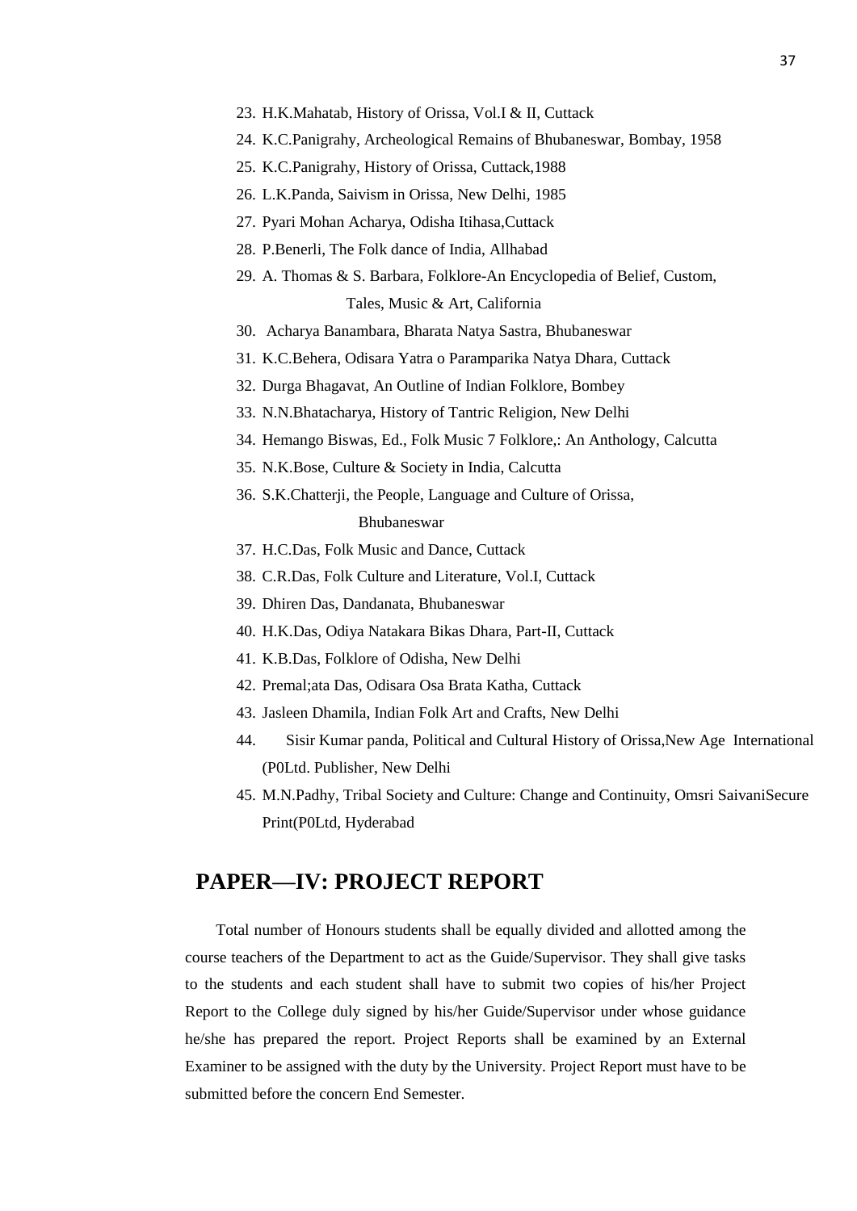23. H.K.Mahatab, History of Orissa, Vol.I & II, Cuttack
24. K.C.Panigrahy, Archeological Remains of Bhubaneswar, Bombay, 1958
25. K.C.Panigrahy, History of Orissa, Cuttack,1988
26. L.K.Panda, Saivism in Orissa, New Delhi, 1985
27. Pyari Mohan Acharya, Odisha Itihasa,Cuttack
28. P.Benerli, The Folk dance of India, Allhabad
29. A. Thomas & S. Barbara, Folklore-An Encyclopedia of Belief, Custom, Tales, Music & Art, California
30. Acharya Banambara, Bharata Natya Sastra, Bhubaneswar
31. K.C.Behera, Odisara Yatra o Paramparika Natya Dhara, Cuttack
32. Durga Bhagavat, An Outline of Indian Folklore, Bombey
33. N.N.Bhatacharya, History of Tantric Religion, New Delhi
34. Hemango Biswas, Ed., Folk Music 7 Folklore,: An Anthology, Calcutta
35. N.K.Bose, Culture & Society in India, Calcutta
36. S.K.Chatterji, the People, Language and Culture of Orissa, Bhubaneswar
37. H.C.Das, Folk Music and Dance, Cuttack
38. C.R.Das, Folk Culture and Literature, Vol.I, Cuttack
39. Dhiren Das, Dandanata, Bhubaneswar
40. H.K.Das, Odiya Natakara Bikas Dhara, Part-II, Cuttack
41. K.B.Das, Folklore of Odisha, New Delhi
42. Premal;ata Das, Odisara Osa Brata Katha, Cuttack
43. Jasleen Dhamila, Indian Folk Art and Crafts, New Delhi
44. Sisir Kumar panda, Political and Cultural History of Orissa,New Age International (P0Ltd. Publisher, New Delhi
45. M.N.Padhy, Tribal Society and Culture: Change and Continuity, Omsri SaivaniSecure Print(P0Ltd, Hyderabad

## PAPER—IV: PROJECT REPORT

Total number of Honours students shall be equally divided and allotted among the course teachers of the Department to act as the Guide/Supervisor. They shall give tasks to the students and each student shall have to submit two copies of his/her Project Report to the College duly signed by his/her Guide/Supervisor under whose guidance he/she has prepared the report. Project Reports shall be examined by an External Examiner to be assigned with the duty by the University. Project Report must have to be submitted before the concern End Semester.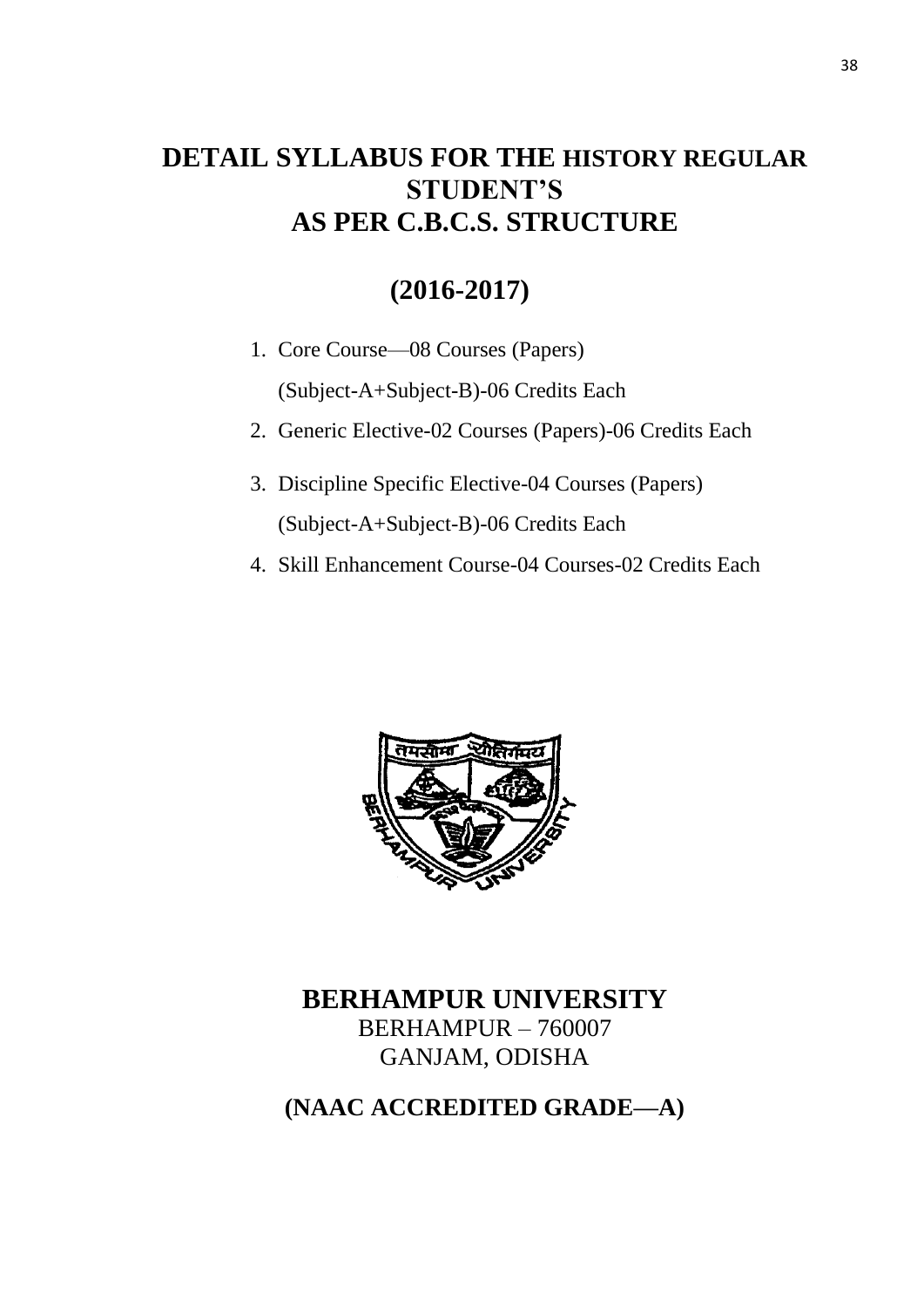# DETAIL SYLLABUS FOR THE HISTORY REGULAR STUDENT'S AS PER C.B.C.S. STRUCTURE

## (2016-2017)

1. Core Course—08 Courses (Papers)
   (Subject-A+Subject-B)-06 Credits Each
2. Generic Elective-02 Courses (Papers)-06 Credits Each
3. Discipline Specific Elective-04 Courses (Papers)
   (Subject-A+Subject-B)-06 Credits Each
4. Skill Enhancement Course-04 Courses-02 Credits Each

## BERHAMPUR UNIVERSITY

BERHAMPUR – 760007
GANJAM, ODISHA

**(NAAC ACCREDITED GRADE—A)**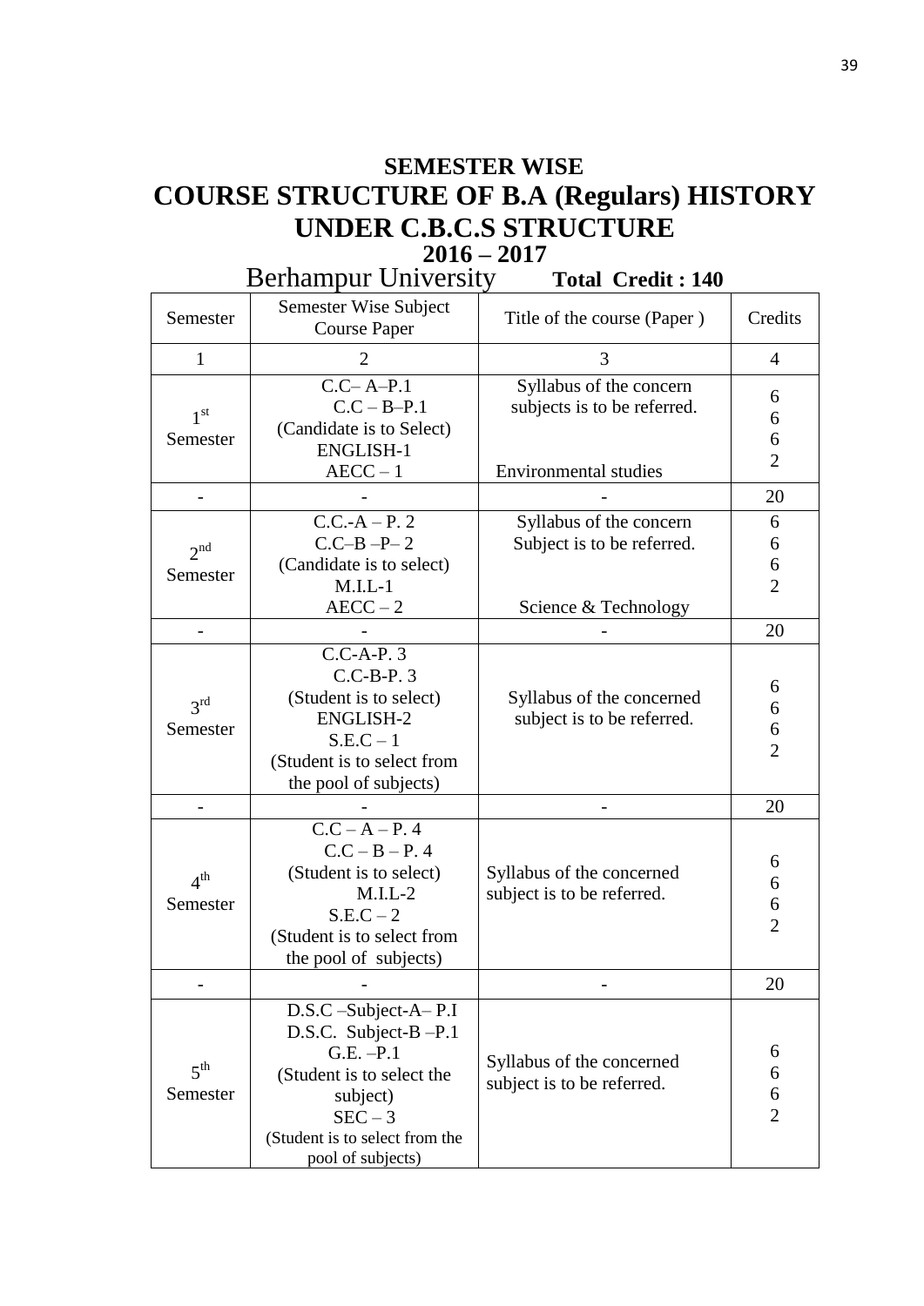## SEMESTER WISE

# COURSE STRUCTURE OF B.A (Regulars) HISTORY UNDER C.B.C.S STRUCTURE

## 2016 – 2017

Berhampur University **Total Credit : 140**

| Semester | Semester Wise Subject Course Paper | Title of the course (Paper ) | Credits |
|---|---|---|---|
| 1 | 2 | 3 | 4 |
| 1st Semester | C.C– A–P.1<br>C.C – B–P.1<br>(Candidate is to Select)<br>ENGLISH-1<br>AECC – 1 | Syllabus of the concern subjects is to be referred.<br><br>Environmental studies | 6<br>6<br>6<br>2 |
| - | - | - | 20 |
| 2nd Semester | C.C.-A – P. 2<br>C.C–B –P– 2<br>(Candidate is to select)<br>M.I.L-1<br>AECC – 2 | Syllabus of the concern Subject is to be referred.<br><br>Science & Technology | 6<br>6<br>6<br>2 |
| - | - | - | 20 |
| 3rd Semester | C.C-A-P. 3<br>C.C-B-P. 3<br>(Student is to select)<br>ENGLISH-2<br>S.E.C – 1<br>(Student is to select from the pool of subjects) | Syllabus of the concerned subject is to be referred. | 6<br>6<br>6<br>2 |
| - | - | - | 20 |
| 4th Semester | C.C – A – P. 4<br>C.C – B – P. 4<br>(Student is to select)<br>M.I.L-2<br>S.E.C – 2<br>(Student is to select from the pool of subjects) | Syllabus of the concerned subject is to be referred. | 6<br>6<br>6<br>2 |
| - | - | - | 20 |
| 5th Semester | D.S.C –Subject-A– P.I<br>D.S.C. Subject-B –P.1<br>G.E. –P.1<br>(Student is to select the subject)<br>SEC – 3<br>(Student is to select from the pool of subjects) | Syllabus of the concerned subject is to be referred. | 6<br>6<br>6<br>2 |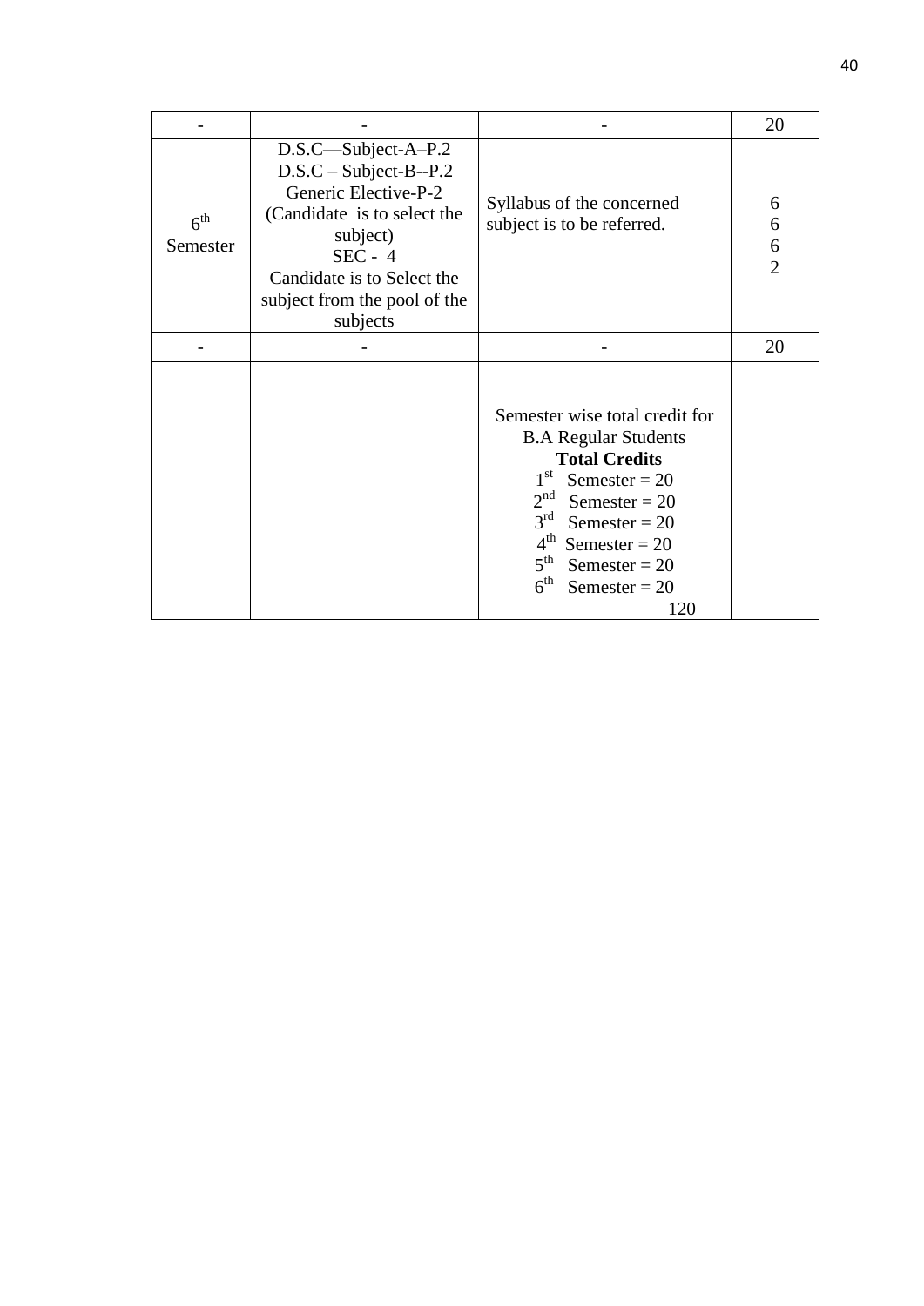| | | | |
|---|---|---|---|
| - | - | - | 20 |
| 6th Semester | D.S.C—Subject-A–P.2<br>D.S.C – Subject-B--P.2<br>Generic Elective-P-2<br>(Candidate is to select the subject)<br>SEC - 4<br>Candidate is to Select the subject from the pool of the subjects | Syllabus of the concerned subject is to be referred. | 6<br>6<br>6<br>2 |
| - | - | - | 20 |
| | | Semester wise total credit for B.A Regular Students<br>**Total Credits**<br>1st Semester = 20<br>2nd Semester = 20<br>3rd Semester = 20<br>4th Semester = 20<br>5th Semester = 20<br>6th Semester = 20<br>120 | |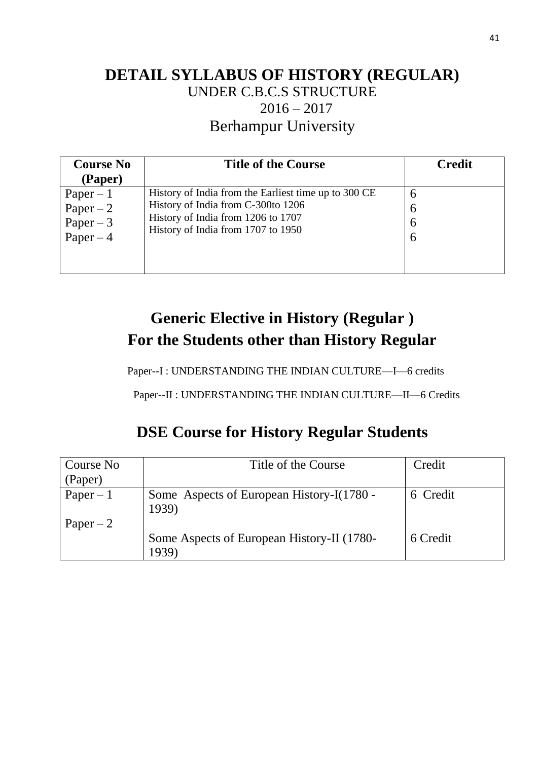# DETAIL SYLLABUS OF HISTORY (REGULAR)

UNDER C.B.C.S STRUCTURE

2016 – 2017

Berhampur University

| Course No (Paper) | Title of the Course | Credit |
|---|---|---|
| Paper – 1 | History of India from the Earliest time up to 300 CE | 6 |
| Paper – 2 | History of India from C-300to 1206 | 6 |
| Paper – 3 | History of India from 1206 to 1707 | 6 |
| Paper – 4 | History of India from 1707 to 1950 | 6 |

## Generic Elective in History (Regular )
## For the Students other than History Regular

Paper--I : UNDERSTANDING THE INDIAN CULTURE—I—6 credits

Paper--II : UNDERSTANDING THE INDIAN CULTURE—II—6 Credits

## DSE Course for History Regular Students

| Course No (Paper) | Title of the Course | Credit |
|---|---|---|
| Paper – 1 | Some Aspects of European History-I(1780 - 1939) | 6 Credit |
| Paper – 2 | Some Aspects of European History-II (1780-1939) | 6 Credit |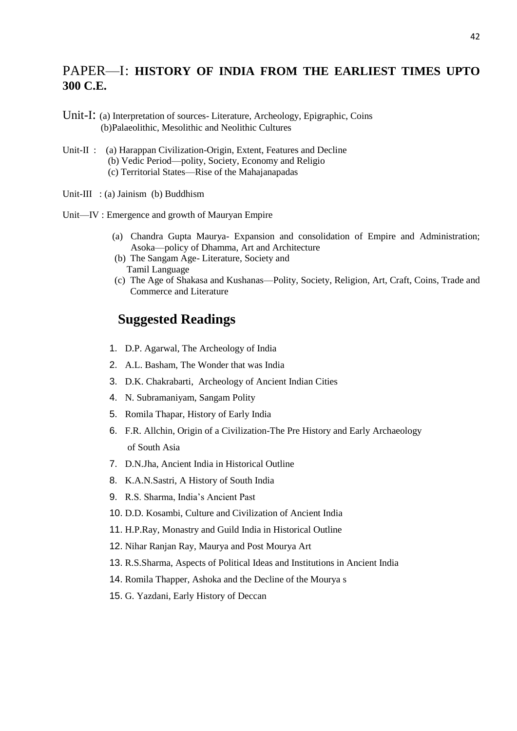## PAPER—I: **HISTORY OF INDIA FROM THE EARLIEST TIMES UPTO 300 C.E.**

Unit-I: (a) Interpretation of sources- Literature, Archeology, Epigraphic, Coins
(b)Palaeolithic, Mesolithic and Neolithic Cultures

Unit-II : (a) Harappan Civilization-Origin, Extent, Features and Decline
(b) Vedic Period—polity, Society, Economy and Religio
(c) Territorial States—Rise of the Mahajanapadas

Unit-III : (a) Jainism (b) Buddhism

Unit—IV : Emergence and growth of Mauryan Empire

(a) Chandra Gupta Maurya- Expansion and consolidation of Empire and Administration; Asoka—policy of Dhamma, Art and Architecture
(b) The Sangam Age- Literature, Society and Tamil Language
(c) The Age of Shakasa and Kushanas—Polity, Society, Religion, Art, Craft, Coins, Trade and Commerce and Literature

## Suggested Readings

1. D.P. Agarwal, The Archeology of India
2. A.L. Basham, The Wonder that was India
3. D.K. Chakrabarti, Archeology of Ancient Indian Cities
4. N. Subramaniyam, Sangam Polity
5. Romila Thapar, History of Early India
6. F.R. Allchin, Origin of a Civilization-The Pre History and Early Archaeology of South Asia
7. D.N.Jha, Ancient India in Historical Outline
8. K.A.N.Sastri, A History of South India
9. R.S. Sharma, India's Ancient Past
10. D.D. Kosambi, Culture and Civilization of Ancient India
11. H.P.Ray, Monastry and Guild India in Historical Outline
12. Nihar Ranjan Ray, Maurya and Post Mourya Art
13. R.S.Sharma, Aspects of Political Ideas and Institutions in Ancient India
14. Romila Thapper, Ashoka and the Decline of the Mourya s
15. G. Yazdani, Early History of Deccan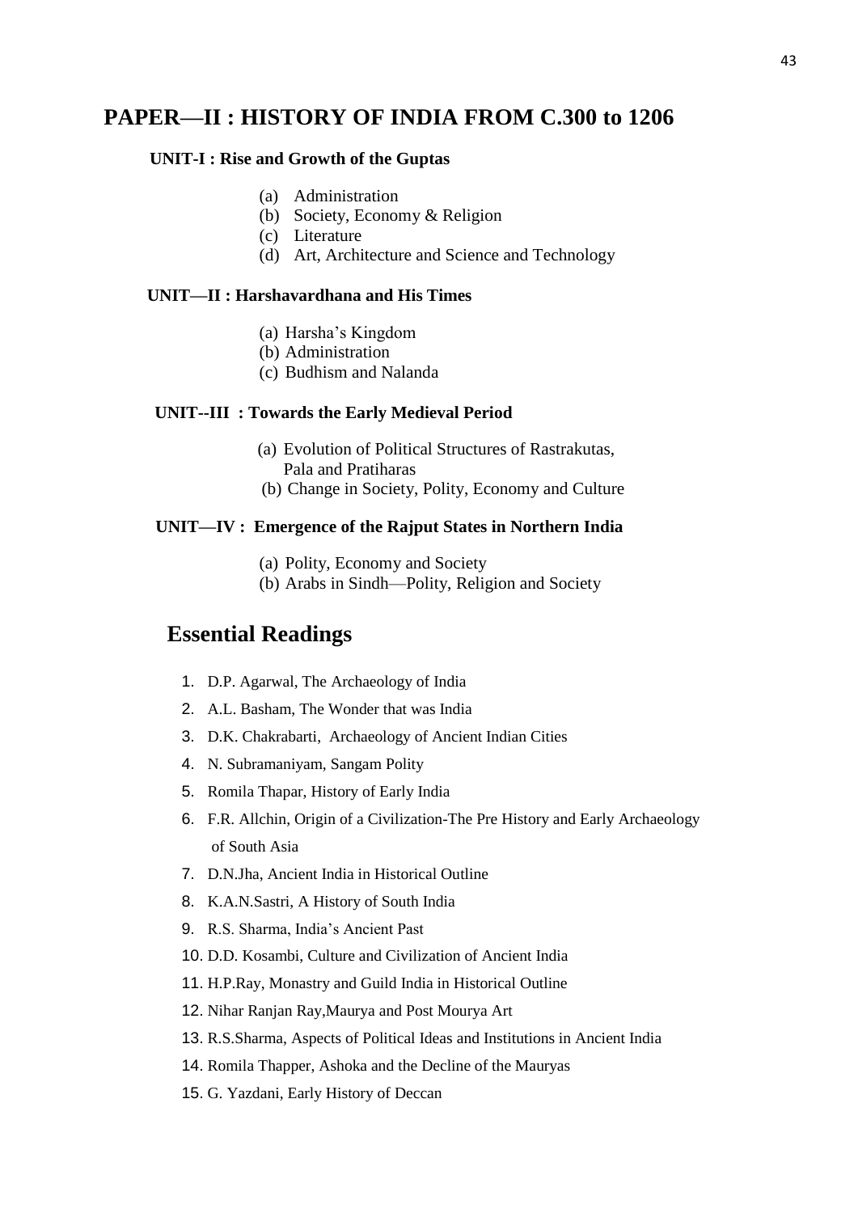## PAPER—II : HISTORY OF INDIA FROM C.300 to 1206

**UNIT-I : Rise and Growth of the Guptas**

- (a) Administration
- (b) Society, Economy & Religion
- (c) Literature
- (d) Art, Architecture and Science and Technology

**UNIT—II : Harshavardhana and His Times**

- (a) Harsha's Kingdom
- (b) Administration
- (c) Budhism and Nalanda

**UNIT--III : Towards the Early Medieval Period**

- (a) Evolution of Political Structures of Rastrakutas, Pala and Pratiharas
- (b) Change in Society, Polity, Economy and Culture

**UNIT—IV : Emergence of the Rajput States in Northern India**

- (a) Polity, Economy and Society
- (b) Arabs in Sindh—Polity, Religion and Society

## Essential Readings

1. D.P. Agarwal, The Archaeology of India
2. A.L. Basham, The Wonder that was India
3. D.K. Chakrabarti, Archaeology of Ancient Indian Cities
4. N. Subramaniyam, Sangam Polity
5. Romila Thapar, History of Early India
6. F.R. Allchin, Origin of a Civilization-The Pre History and Early Archaeology of South Asia
7. D.N.Jha, Ancient India in Historical Outline
8. K.A.N.Sastri, A History of South India
9. R.S. Sharma, India's Ancient Past
10. D.D. Kosambi, Culture and Civilization of Ancient India
11. H.P.Ray, Monastry and Guild India in Historical Outline
12. Nihar Ranjan Ray,Maurya and Post Mourya Art
13. R.S.Sharma, Aspects of Political Ideas and Institutions in Ancient India
14. Romila Thapper, Ashoka and the Decline of the Mauryas
15. G. Yazdani, Early History of Deccan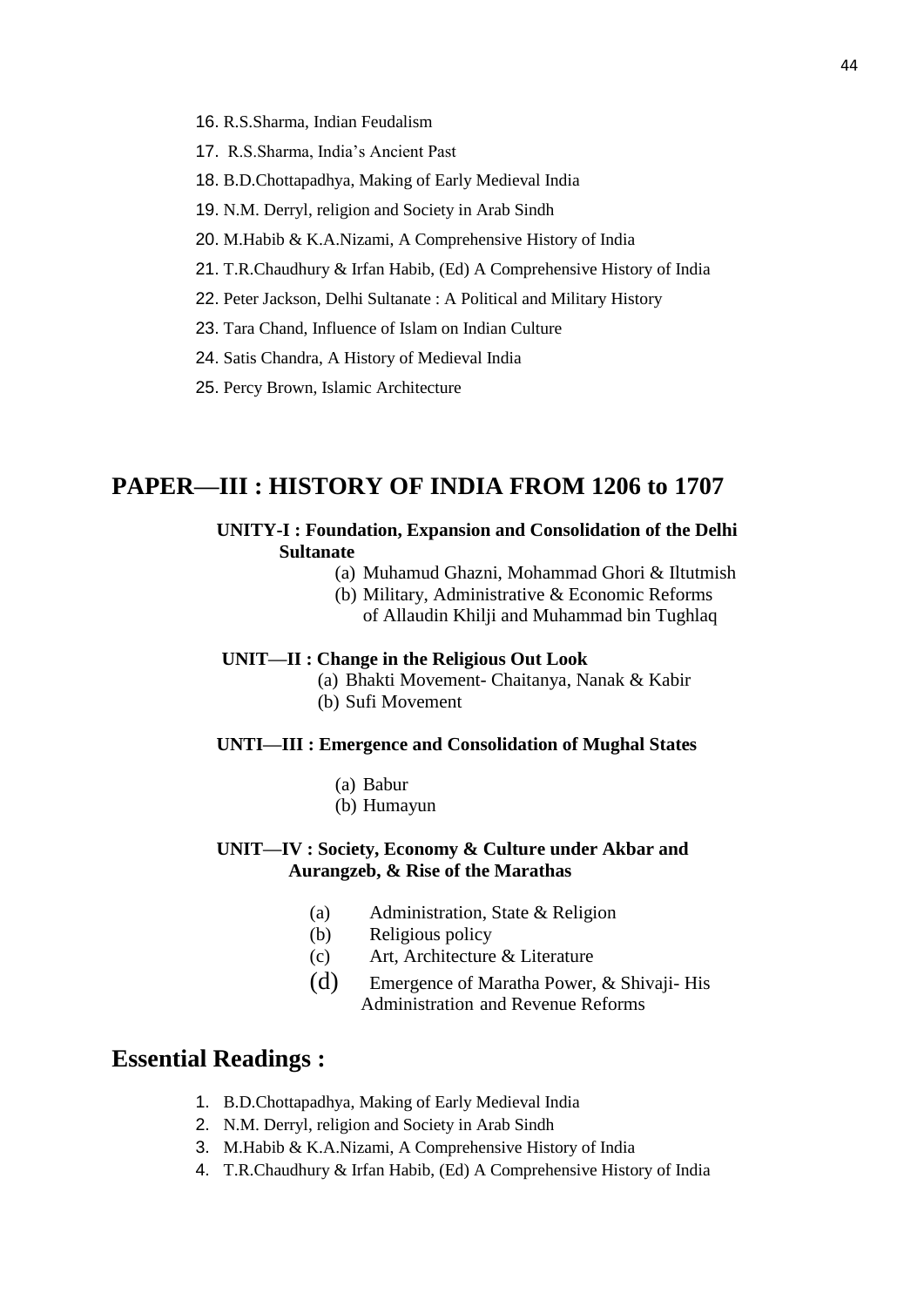16. R.S.Sharma, Indian Feudalism
17. R.S.Sharma, India's Ancient Past
18. B.D.Chottapadhya, Making of Early Medieval India
19. N.M. Derryl, religion and Society in Arab Sindh
20. M.Habib & K.A.Nizami, A Comprehensive History of India
21. T.R.Chaudhury & Irfan Habib, (Ed) A Comprehensive History of India
22. Peter Jackson, Delhi Sultanate : A Political and Military History
23. Tara Chand, Influence of Islam on Indian Culture
24. Satis Chandra, A History of Medieval India
25. Percy Brown, Islamic Architecture

## PAPER—III : HISTORY OF INDIA FROM 1206 to 1707

**UNITY-I : Foundation, Expansion and Consolidation of the Delhi Sultanate**

(a) Muhamud Ghazni, Mohammad Ghori & Iltutmish
(b) Military, Administrative & Economic Reforms of Allaudin Khilji and Muhammad bin Tughlaq

**UNIT—II : Change in the Religious Out Look**

(a) Bhakti Movement- Chaitanya, Nanak & Kabir
(b) Sufi Movement

**UNTI—III : Emergence and Consolidation of Mughal States**

(a) Babur
(b) Humayun

**UNIT—IV : Society, Economy & Culture under Akbar and Aurangzeb, & Rise of the Marathas**

(a) Administration, State & Religion
(b) Religious policy
(c) Art, Architecture & Literature
(d) Emergence of Maratha Power, & Shivaji- His Administration and Revenue Reforms

## Essential Readings :

1. B.D.Chottapadhya, Making of Early Medieval India
2. N.M. Derryl, religion and Society in Arab Sindh
3. M.Habib & K.A.Nizami, A Comprehensive History of India
4. T.R.Chaudhury & Irfan Habib, (Ed) A Comprehensive History of India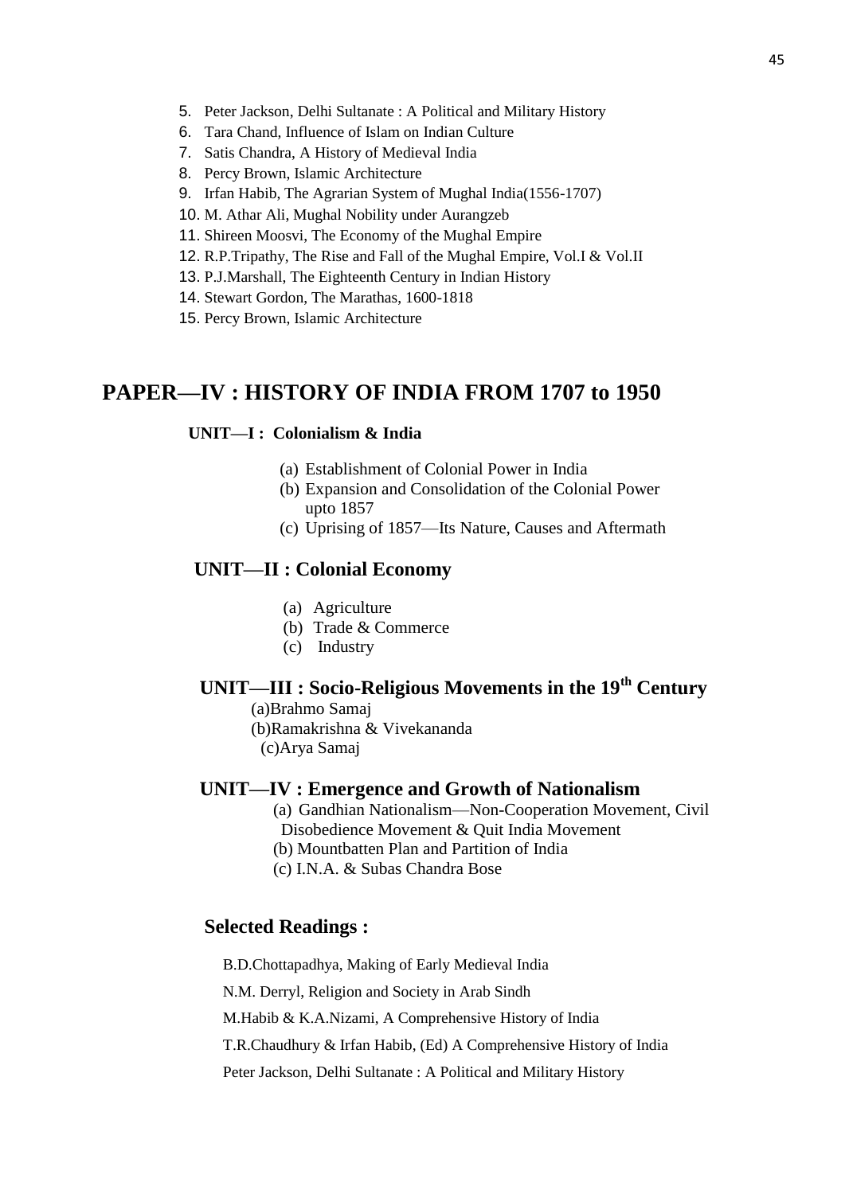5. Peter Jackson, Delhi Sultanate : A Political and Military History
6. Tara Chand, Influence of Islam on Indian Culture
7. Satis Chandra, A History of Medieval India
8. Percy Brown, Islamic Architecture
9. Irfan Habib, The Agrarian System of Mughal India(1556-1707)
10. M. Athar Ali, Mughal Nobility under Aurangzeb
11. Shireen Moosvi, The Economy of the Mughal Empire
12. R.P.Tripathy, The Rise and Fall of the Mughal Empire, Vol.I & Vol.II
13. P.J.Marshall, The Eighteenth Century in Indian History
14. Stewart Gordon, The Marathas, 1600-1818
15. Percy Brown, Islamic Architecture

# PAPER—IV : HISTORY OF INDIA FROM 1707 to 1950

### UNIT—I : Colonialism & India

(a) Establishment of Colonial Power in India
(b) Expansion and Consolidation of the Colonial Power upto 1857
(c) Uprising of 1857—Its Nature, Causes and Aftermath

## UNIT—II : Colonial Economy

(a) Agriculture
(b) Trade & Commerce
(c) Industry

## UNIT—III : Socio-Religious Movements in the 19th Century

(a)Brahmo Samaj
(b)Ramakrishna & Vivekananda
(c)Arya Samaj

## UNIT—IV : Emergence and Growth of Nationalism

(a) Gandhian Nationalism—Non-Cooperation Movement, Civil Disobedience Movement & Quit India Movement
(b) Mountbatten Plan and Partition of India
(c) I.N.A. & Subas Chandra Bose

## Selected Readings :

B.D.Chottapadhya, Making of Early Medieval India

N.M. Derryl, Religion and Society in Arab Sindh

M.Habib & K.A.Nizami, A Comprehensive History of India

T.R.Chaudhury & Irfan Habib, (Ed) A Comprehensive History of India

Peter Jackson, Delhi Sultanate : A Political and Military History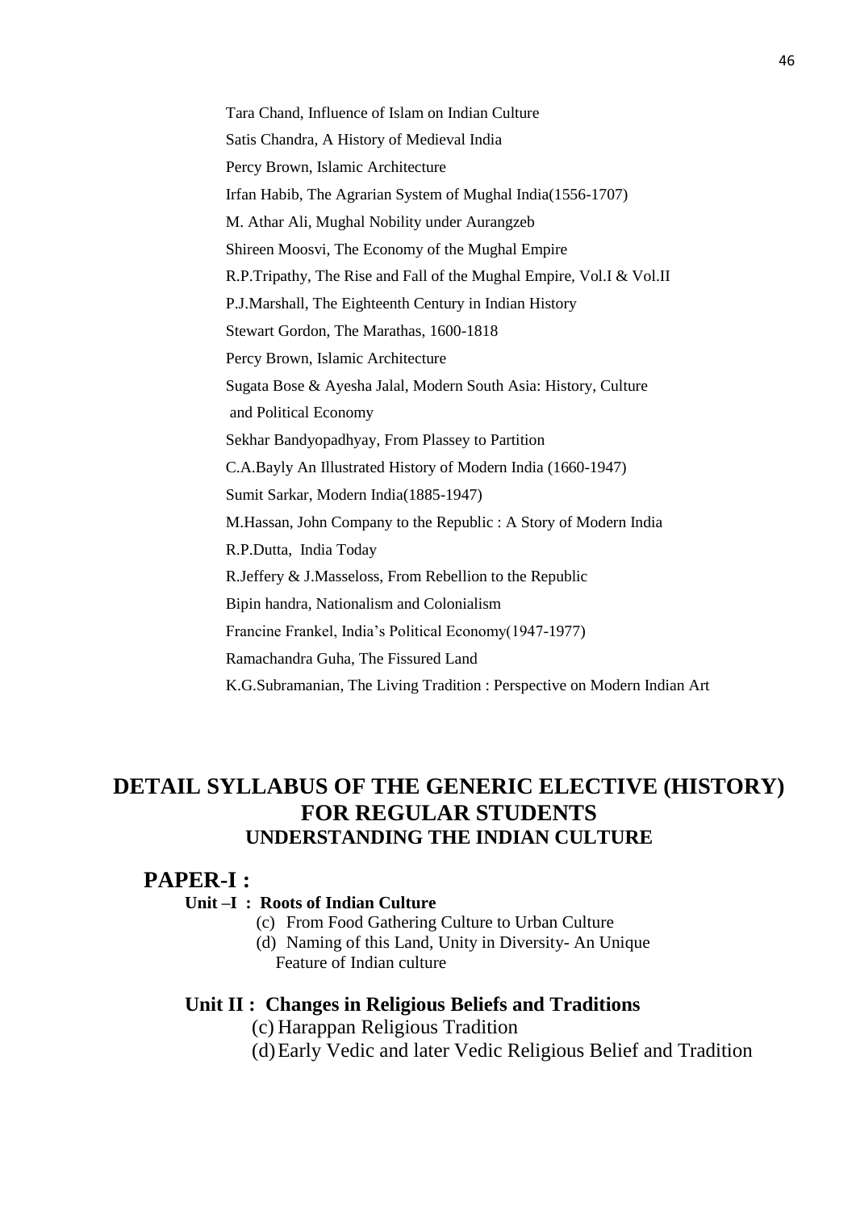Tara Chand, Influence of Islam on Indian Culture

Satis Chandra, A History of Medieval India

Percy Brown, Islamic Architecture

Irfan Habib, The Agrarian System of Mughal India(1556-1707)

M. Athar Ali, Mughal Nobility under Aurangzeb

Shireen Moosvi, The Economy of the Mughal Empire

R.P.Tripathy, The Rise and Fall of the Mughal Empire, Vol.I & Vol.II

P.J.Marshall, The Eighteenth Century in Indian History

Stewart Gordon, The Marathas, 1600-1818

Percy Brown, Islamic Architecture

Sugata Bose & Ayesha Jalal, Modern South Asia: History, Culture and Political Economy

Sekhar Bandyopadhyay, From Plassey to Partition

C.A.Bayly An Illustrated History of Modern India (1660-1947)

Sumit Sarkar, Modern India(1885-1947)

M.Hassan, John Company to the Republic : A Story of Modern India

R.P.Dutta, India Today

R.Jeffery & J.Masseloss, From Rebellion to the Republic

Bipin handra, Nationalism and Colonialism

Francine Frankel, India's Political Economy(1947-1977)

Ramachandra Guha, The Fissured Land

K.G.Subramanian, The Living Tradition : Perspective on Modern Indian Art

# DETAIL SYLLABUS OF THE GENERIC ELECTIVE (HISTORY) FOR REGULAR STUDENTS

## UNDERSTANDING THE INDIAN CULTURE

## PAPER-I :

**Unit –I : Roots of Indian Culture**

(c) From Food Gathering Culture to Urban Culture

(d) Naming of this Land, Unity in Diversity- An Unique Feature of Indian culture

### Unit II : Changes in Religious Beliefs and Traditions

(c) Harappan Religious Tradition

(d) Early Vedic and later Vedic Religious Belief and Tradition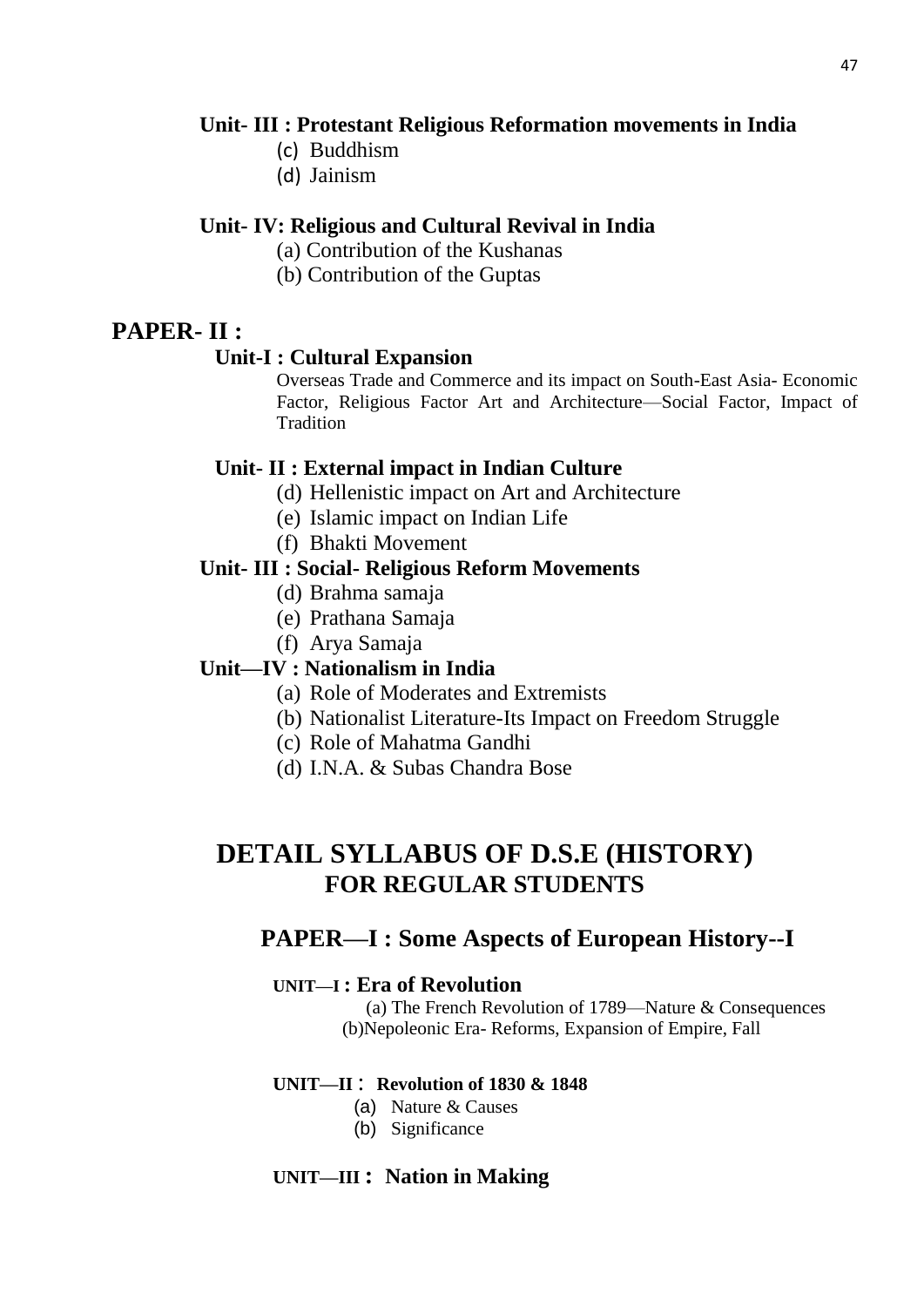**Unit- III : Protestant Religious Reformation movements in India**

(c) Buddhism
(d) Jainism

**Unit- IV: Religious and Cultural Revival in India**

(a) Contribution of the Kushanas
(b) Contribution of the Guptas

## PAPER- II :

**Unit-I : Cultural Expansion**

Overseas Trade and Commerce and its impact on South-East Asia- Economic Factor, Religious Factor Art and Architecture—Social Factor, Impact of Tradition

**Unit- II : External impact in Indian Culture**

(d) Hellenistic impact on Art and Architecture
(e) Islamic impact on Indian Life
(f) Bhakti Movement

**Unit- III : Social- Religious Reform Movements**

(d) Brahma samaja
(e) Prathana Samaja
(f) Arya Samaja

**Unit—IV : Nationalism in India**

(a) Role of Moderates and Extremists
(b) Nationalist Literature-Its Impact on Freedom Struggle
(c) Role of Mahatma Gandhi
(d) I.N.A. & Subas Chandra Bose

# DETAIL SYLLABUS OF D.S.E (HISTORY)
## FOR REGULAR STUDENTS

## PAPER—I : Some Aspects of European History--I

**UNIT—I : Era of Revolution**

(a) The French Revolution of 1789—Nature & Consequences
(b)Nepoleonic Era- Reforms, Expansion of Empire, Fall

**UNIT—II : Revolution of 1830 & 1848**

(a) Nature & Causes
(b) Significance

**UNIT—III : Nation in Making**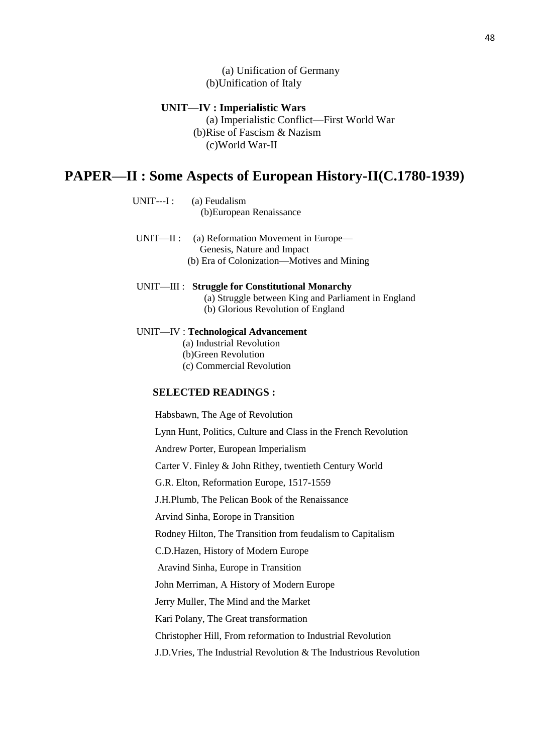(a) Unification of Germany
(b)Unification of Italy

**UNIT—IV : Imperialistic Wars**

(a) Imperialistic Conflict—First World War
(b)Rise of Fascism & Nazism
(c)World War-II

## PAPER—II : Some Aspects of European History-II(C.1780-1939)

UNIT---I : (a) Feudalism
(b)European Renaissance

UNIT—II : (a) Reformation Movement in Europe—
Genesis, Nature and Impact
(b) Era of Colonization—Motives and Mining

UNIT—III : **Struggle for Constitutional Monarchy**
(a) Struggle between King and Parliament in England
(b) Glorious Revolution of England

UNIT—IV : **Technological Advancement**
(a) Industrial Revolution
(b)Green Revolution
(c) Commercial Revolution

**SELECTED READINGS :**

Habsbawn, The Age of Revolution

Lynn Hunt, Politics, Culture and Class in the French Revolution

Andrew Porter, European Imperialism

Carter V. Finley & John Rithey, twentieth Century World

G.R. Elton, Reformation Europe, 1517-1559

J.H.Plumb, The Pelican Book of the Renaissance

Arvind Sinha, Eorope in Transition

Rodney Hilton, The Transition from feudalism to Capitalism

C.D.Hazen, History of Modern Europe

Aravind Sinha, Europe in Transition

John Merriman, A History of Modern Europe

Jerry Muller, The Mind and the Market

Kari Polany, The Great transformation

Christopher Hill, From reformation to Industrial Revolution

J.D.Vries, The Industrial Revolution & The Industrious Revolution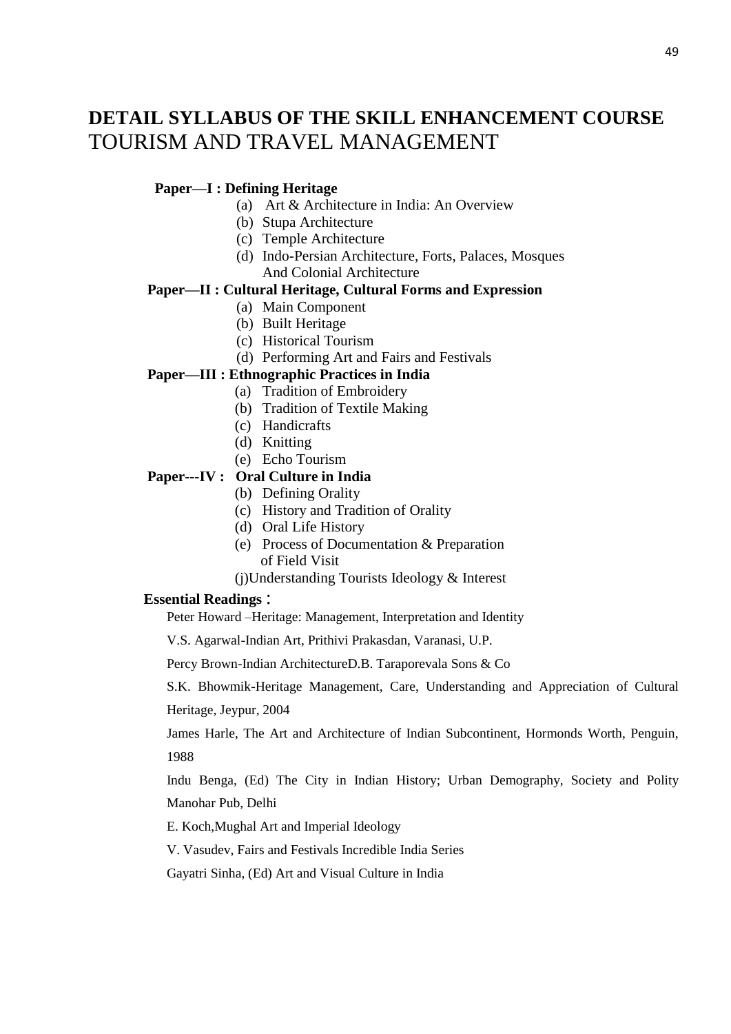# DETAIL SYLLABUS OF THE SKILL ENHANCEMENT COURSE
## TOURISM AND TRAVEL MANAGEMENT

**Paper—I : Defining Heritage**

(a) Art & Architecture in India: An Overview
(b) Stupa Architecture
(c) Temple Architecture
(d) Indo-Persian Architecture, Forts, Palaces, Mosques And Colonial Architecture

**Paper—II : Cultural Heritage, Cultural Forms and Expression**

(a) Main Component
(b) Built Heritage
(c) Historical Tourism
(d) Performing Art and Fairs and Festivals

**Paper—III : Ethnographic Practices in India**

(a) Tradition of Embroidery
(b) Tradition of Textile Making
(c) Handicrafts
(d) Knitting
(e) Echo Tourism

**Paper---IV : Oral Culture in India**

(b) Defining Orality
(c) History and Tradition of Orality
(d) Oral Life History
(e) Process of Documentation & Preparation of Field Visit
(j)Understanding Tourists Ideology & Interest

**Essential Readings :**

Peter Howard –Heritage: Management, Interpretation and Identity

V.S. Agarwal-Indian Art, Prithivi Prakasdan, Varanasi, U.P.

Percy Brown-Indian ArchitectureD.B. Taraporevala Sons & Co

S.K. Bhowmik-Heritage Management, Care, Understanding and Appreciation of Cultural Heritage, Jeypur, 2004

James Harle, The Art and Architecture of Indian Subcontinent, Hormonds Worth, Penguin, 1988

Indu Benga, (Ed) The City in Indian History; Urban Demography, Society and Polity Manohar Pub, Delhi

E. Koch,Mughal Art and Imperial Ideology

V. Vasudev, Fairs and Festivals Incredible India Series

Gayatri Sinha, (Ed) Art and Visual Culture in India